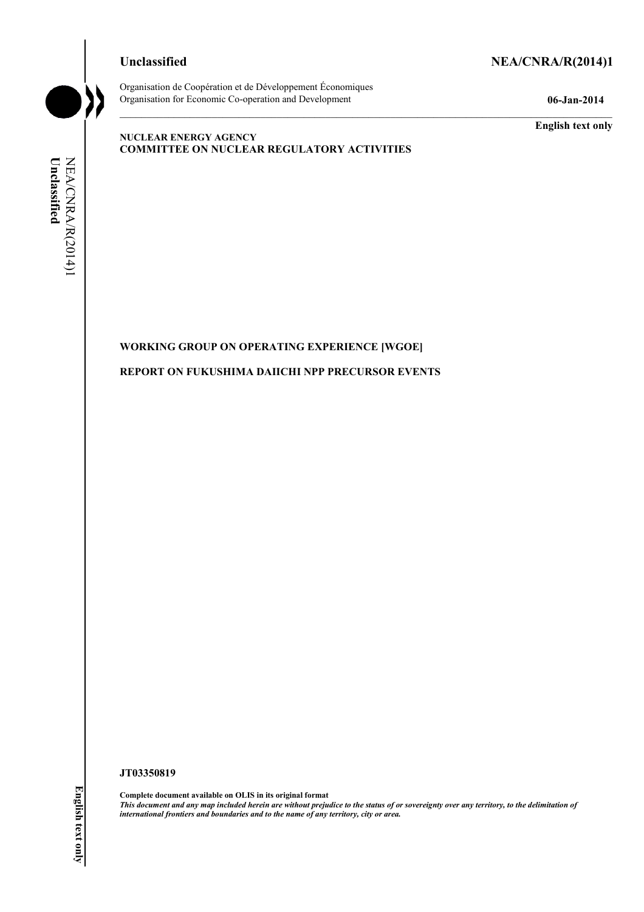**Unclassified** **NEA/CNRA/R(2014)1**

Organisation de Coopération et de Développement Économiques
Organisation for Economic Co-operation and Development

**06-Jan-2014**

**English text only**

**NUCLEAR ENERGY AGENCY**
**COMMITTEE ON NUCLEAR REGULATORY ACTIVITIES**

**WORKING GROUP ON OPERATING EXPERIENCE [WGOE]**

**REPORT ON FUKUSHIMA DAIICHI NPP PRECURSOR EVENTS**

**JT03350819**

**Complete document available on OLIS in its original format**
***This document and any map included herein are without prejudice to the status of or sovereignty over any territory, to the delimitation of international frontiers and boundaries and to the name of any territory, city or area.***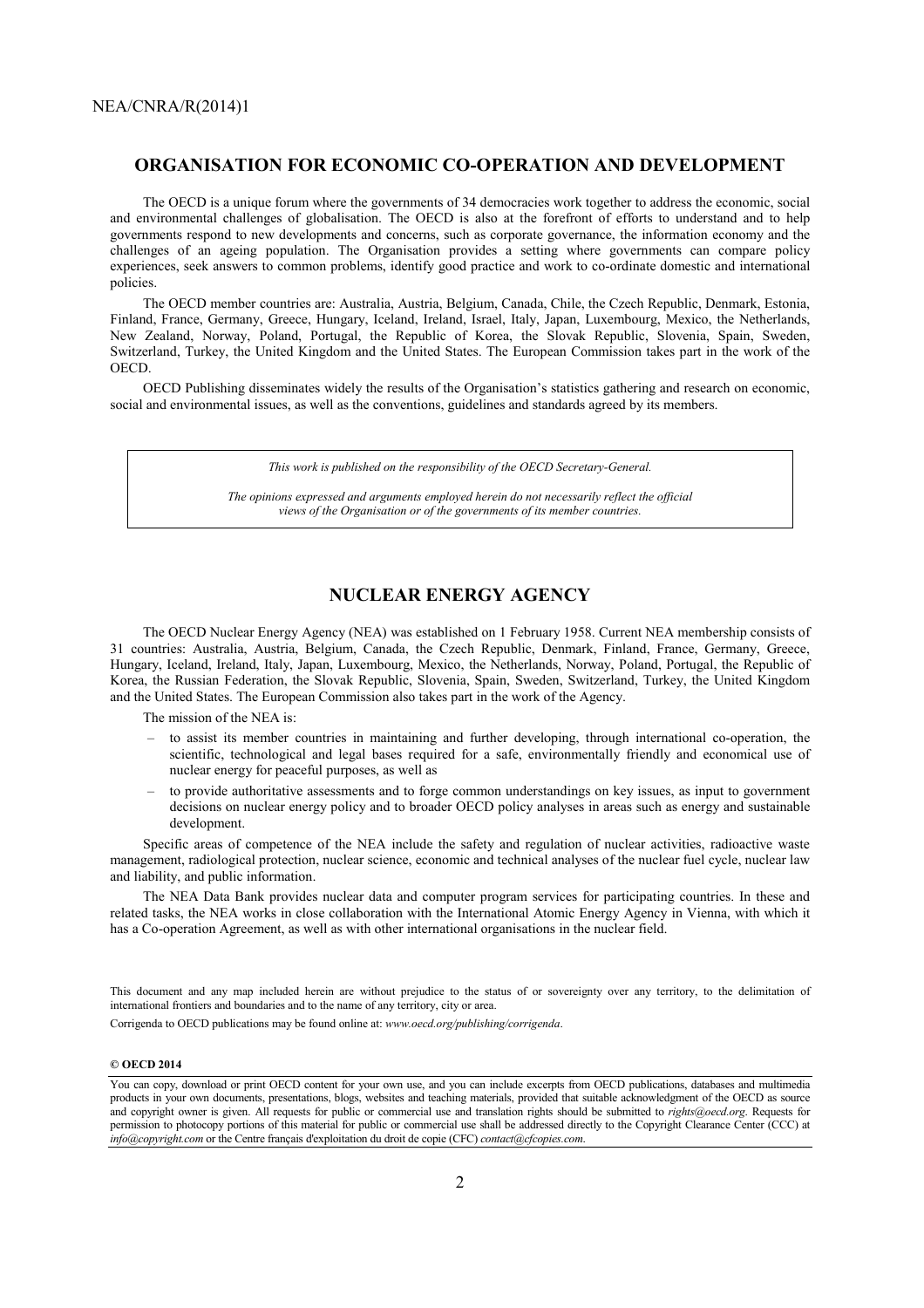## ORGANISATION FOR ECONOMIC CO-OPERATION AND DEVELOPMENT

The OECD is a unique forum where the governments of 34 democracies work together to address the economic, social and environmental challenges of globalisation. The OECD is also at the forefront of efforts to understand and to help governments respond to new developments and concerns, such as corporate governance, the information economy and the challenges of an ageing population. The Organisation provides a setting where governments can compare policy experiences, seek answers to common problems, identify good practice and work to co-ordinate domestic and international policies.

The OECD member countries are: Australia, Austria, Belgium, Canada, Chile, the Czech Republic, Denmark, Estonia, Finland, France, Germany, Greece, Hungary, Iceland, Ireland, Israel, Italy, Japan, Luxembourg, Mexico, the Netherlands, New Zealand, Norway, Poland, Portugal, the Republic of Korea, the Slovak Republic, Slovenia, Spain, Sweden, Switzerland, Turkey, the United Kingdom and the United States. The European Commission takes part in the work of the OECD.

OECD Publishing disseminates widely the results of the Organisation's statistics gathering and research on economic, social and environmental issues, as well as the conventions, guidelines and standards agreed by its members.

*This work is published on the responsibility of the OECD Secretary-General.*

*The opinions expressed and arguments employed herein do not necessarily reflect the official views of the Organisation or of the governments of its member countries.*

## NUCLEAR ENERGY AGENCY

The OECD Nuclear Energy Agency (NEA) was established on 1 February 1958. Current NEA membership consists of 31 countries: Australia, Austria, Belgium, Canada, the Czech Republic, Denmark, Finland, France, Germany, Greece, Hungary, Iceland, Ireland, Italy, Japan, Luxembourg, Mexico, the Netherlands, Norway, Poland, Portugal, the Republic of Korea, the Russian Federation, the Slovak Republic, Slovenia, Spain, Sweden, Switzerland, Turkey, the United Kingdom and the United States. The European Commission also takes part in the work of the Agency.

The mission of the NEA is:

- to assist its member countries in maintaining and further developing, through international co-operation, the scientific, technological and legal bases required for a safe, environmentally friendly and economical use of nuclear energy for peaceful purposes, as well as
- to provide authoritative assessments and to forge common understandings on key issues, as input to government decisions on nuclear energy policy and to broader OECD policy analyses in areas such as energy and sustainable development.

Specific areas of competence of the NEA include the safety and regulation of nuclear activities, radioactive waste management, radiological protection, nuclear science, economic and technical analyses of the nuclear fuel cycle, nuclear law and liability, and public information.

The NEA Data Bank provides nuclear data and computer program services for participating countries. In these and related tasks, the NEA works in close collaboration with the International Atomic Energy Agency in Vienna, with which it has a Co-operation Agreement, as well as with other international organisations in the nuclear field.

This document and any map included herein are without prejudice to the status of or sovereignty over any territory, to the delimitation of international frontiers and boundaries and to the name of any territory, city or area.

Corrigenda to OECD publications may be found online at: *www.oecd.org/publishing/corrigenda*.

**© OECD 2014**

You can copy, download or print OECD content for your own use, and you can include excerpts from OECD publications, databases and multimedia products in your own documents, presentations, blogs, websites and teaching materials, provided that suitable acknowledgment of the OECD as source and copyright owner is given. All requests for public or commercial use and translation rights should be submitted to *rights@oecd.org*. Requests for permission to photocopy portions of this material for public or commercial use shall be addressed directly to the Copyright Clearance Center (CCC) at *info@copyright.com* or the Centre français d'exploitation du droit de copie (CFC) *contact@cfcopies.com*.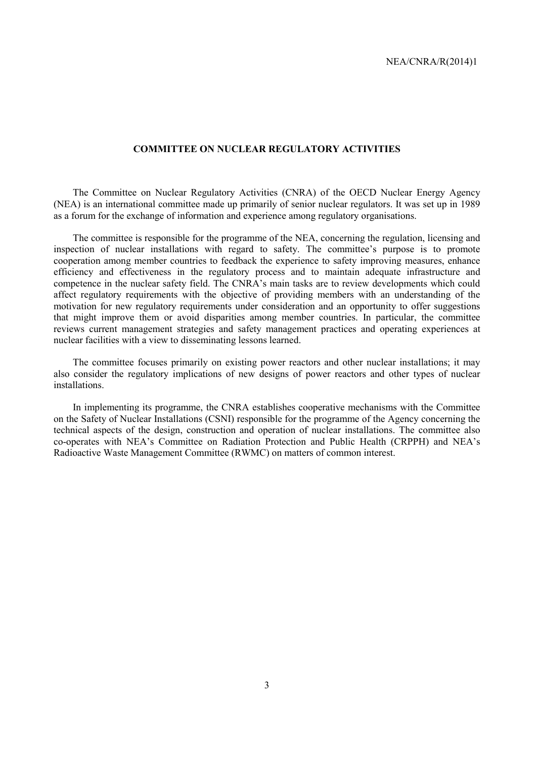## COMMITTEE ON NUCLEAR REGULATORY ACTIVITIES

The Committee on Nuclear Regulatory Activities (CNRA) of the OECD Nuclear Energy Agency (NEA) is an international committee made up primarily of senior nuclear regulators. It was set up in 1989 as a forum for the exchange of information and experience among regulatory organisations.

The committee is responsible for the programme of the NEA, concerning the regulation, licensing and inspection of nuclear installations with regard to safety. The committee's purpose is to promote cooperation among member countries to feedback the experience to safety improving measures, enhance efficiency and effectiveness in the regulatory process and to maintain adequate infrastructure and competence in the nuclear safety field. The CNRA's main tasks are to review developments which could affect regulatory requirements with the objective of providing members with an understanding of the motivation for new regulatory requirements under consideration and an opportunity to offer suggestions that might improve them or avoid disparities among member countries. In particular, the committee reviews current management strategies and safety management practices and operating experiences at nuclear facilities with a view to disseminating lessons learned.

The committee focuses primarily on existing power reactors and other nuclear installations; it may also consider the regulatory implications of new designs of power reactors and other types of nuclear installations.

In implementing its programme, the CNRA establishes cooperative mechanisms with the Committee on the Safety of Nuclear Installations (CSNI) responsible for the programme of the Agency concerning the technical aspects of the design, construction and operation of nuclear installations. The committee also co-operates with NEA's Committee on Radiation Protection and Public Health (CRPPH) and NEA's Radioactive Waste Management Committee (RWMC) on matters of common interest.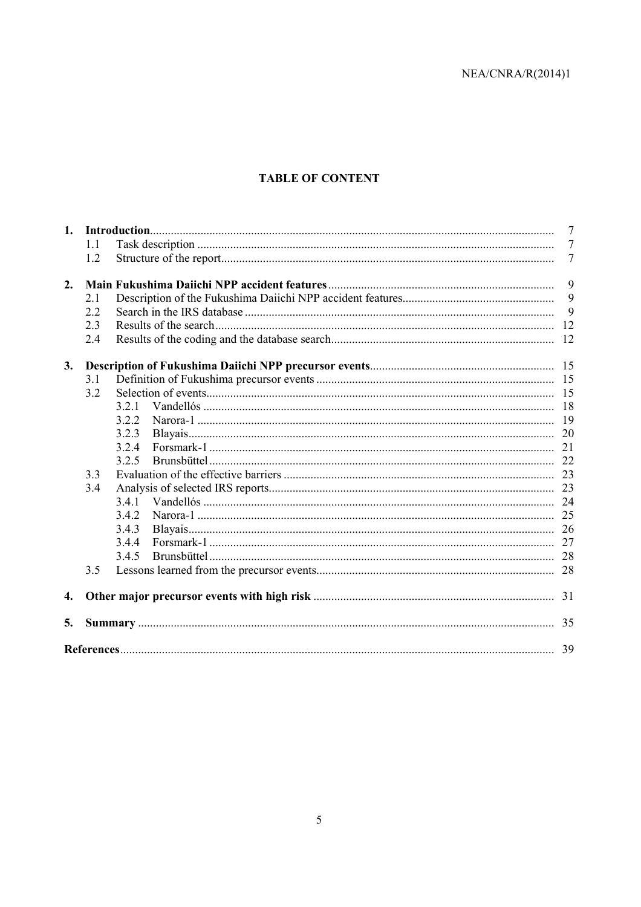**TABLE OF CONTENT**

1. **Introduction** ..... 7
   - 1.1 Task description ..... 7
   - 1.2 Structure of the report ..... 7
2. **Main Fukushima Daiichi NPP accident features** ..... 9
   - 2.1 Description of the Fukushima Daiichi NPP accident features ..... 9
   - 2.2 Search in the IRS database ..... 9
   - 2.3 Results of the search ..... 12
   - 2.4 Results of the coding and the database search ..... 12
3. **Description of Fukushima Daiichi NPP precursor events** ..... 15
   - 3.1 Definition of Fukushima precursor events ..... 15
   - 3.2 Selection of events ..... 15
     - 3.2.1 Vandellós ..... 18
     - 3.2.2 Narora-1 ..... 19
     - 3.2.3 Blayais ..... 20
     - 3.2.4 Forsmark-1 ..... 21
     - 3.2.5 Brunsbüttel ..... 22
   - 3.3 Evaluation of the effective barriers ..... 23
   - 3.4 Analysis of selected IRS reports ..... 23
     - 3.4.1 Vandellós ..... 24
     - 3.4.2 Narora-1 ..... 25
     - 3.4.3 Blayais ..... 26
     - 3.4.4 Forsmark-1 ..... 27
     - 3.4.5 Brunsbüttel ..... 28
   - 3.5 Lessons learned from the precursor events ..... 28
4. **Other major precursor events with high risk** ..... 31
5. **Summary** ..... 35

**References** ..... 39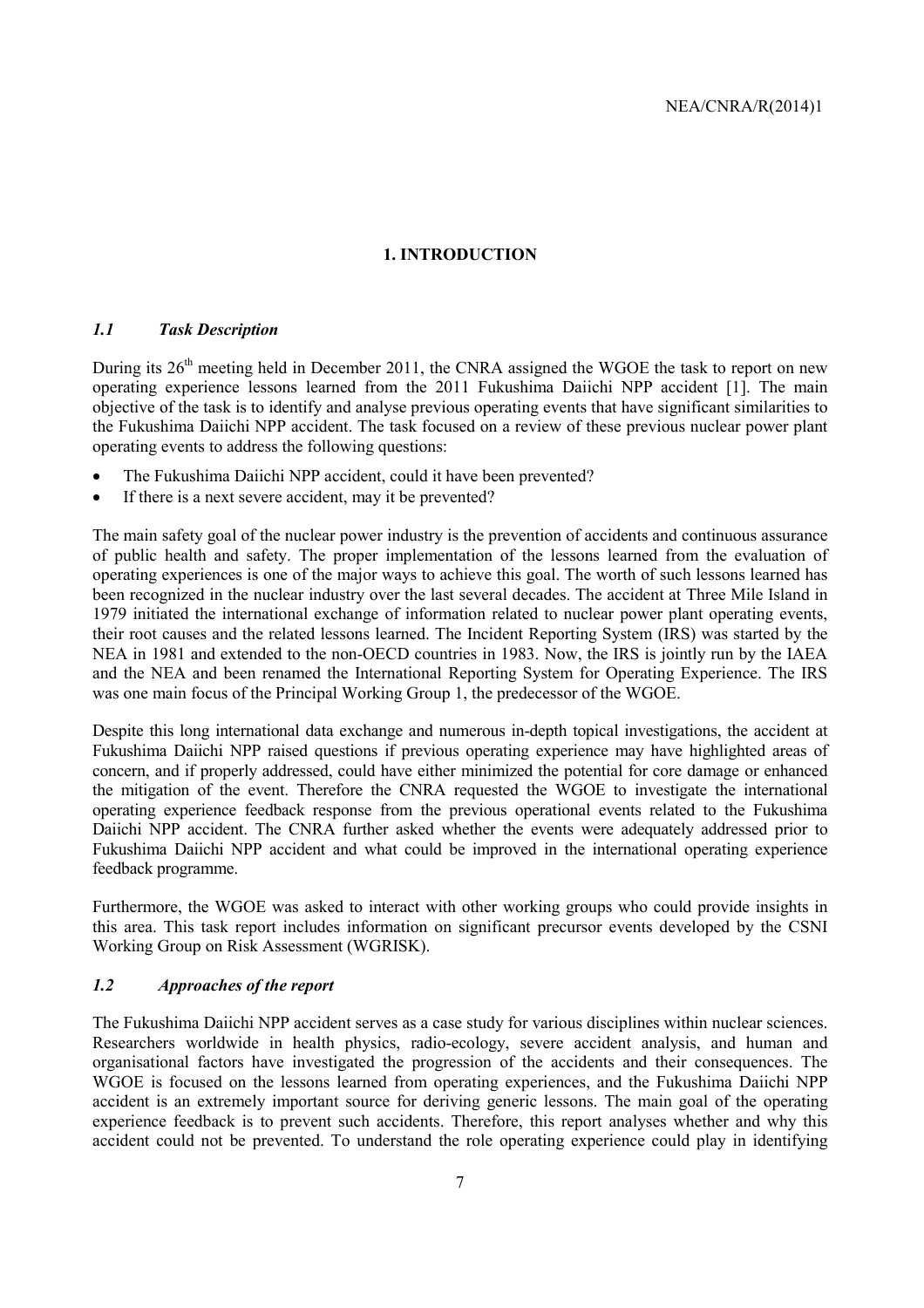# 1. INTRODUCTION

## *1.1 Task Description*

During its 26th meeting held in December 2011, the CNRA assigned the WGOE the task to report on new operating experience lessons learned from the 2011 Fukushima Daiichi NPP accident [1]. The main objective of the task is to identify and analyse previous operating events that have significant similarities to the Fukushima Daiichi NPP accident. The task focused on a review of these previous nuclear power plant operating events to address the following questions:

- The Fukushima Daiichi NPP accident, could it have been prevented?
- If there is a next severe accident, may it be prevented?

The main safety goal of the nuclear power industry is the prevention of accidents and continuous assurance of public health and safety. The proper implementation of the lessons learned from the evaluation of operating experiences is one of the major ways to achieve this goal. The worth of such lessons learned has been recognized in the nuclear industry over the last several decades. The accident at Three Mile Island in 1979 initiated the international exchange of information related to nuclear power plant operating events, their root causes and the related lessons learned. The Incident Reporting System (IRS) was started by the NEA in 1981 and extended to the non-OECD countries in 1983. Now, the IRS is jointly run by the IAEA and the NEA and been renamed the International Reporting System for Operating Experience. The IRS was one main focus of the Principal Working Group 1, the predecessor of the WGOE.

Despite this long international data exchange and numerous in-depth topical investigations, the accident at Fukushima Daiichi NPP raised questions if previous operating experience may have highlighted areas of concern, and if properly addressed, could have either minimized the potential for core damage or enhanced the mitigation of the event. Therefore the CNRA requested the WGOE to investigate the international operating experience feedback response from the previous operational events related to the Fukushima Daiichi NPP accident. The CNRA further asked whether the events were adequately addressed prior to Fukushima Daiichi NPP accident and what could be improved in the international operating experience feedback programme.

Furthermore, the WGOE was asked to interact with other working groups who could provide insights in this area. This task report includes information on significant precursor events developed by the CSNI Working Group on Risk Assessment (WGRISK).

## *1.2 Approaches of the report*

The Fukushima Daiichi NPP accident serves as a case study for various disciplines within nuclear sciences. Researchers worldwide in health physics, radio-ecology, severe accident analysis, and human and organisational factors have investigated the progression of the accidents and their consequences. The WGOE is focused on the lessons learned from operating experiences, and the Fukushima Daiichi NPP accident is an extremely important source for deriving generic lessons. The main goal of the operating experience feedback is to prevent such accidents. Therefore, this report analyses whether and why this accident could not be prevented. To understand the role operating experience could play in identifying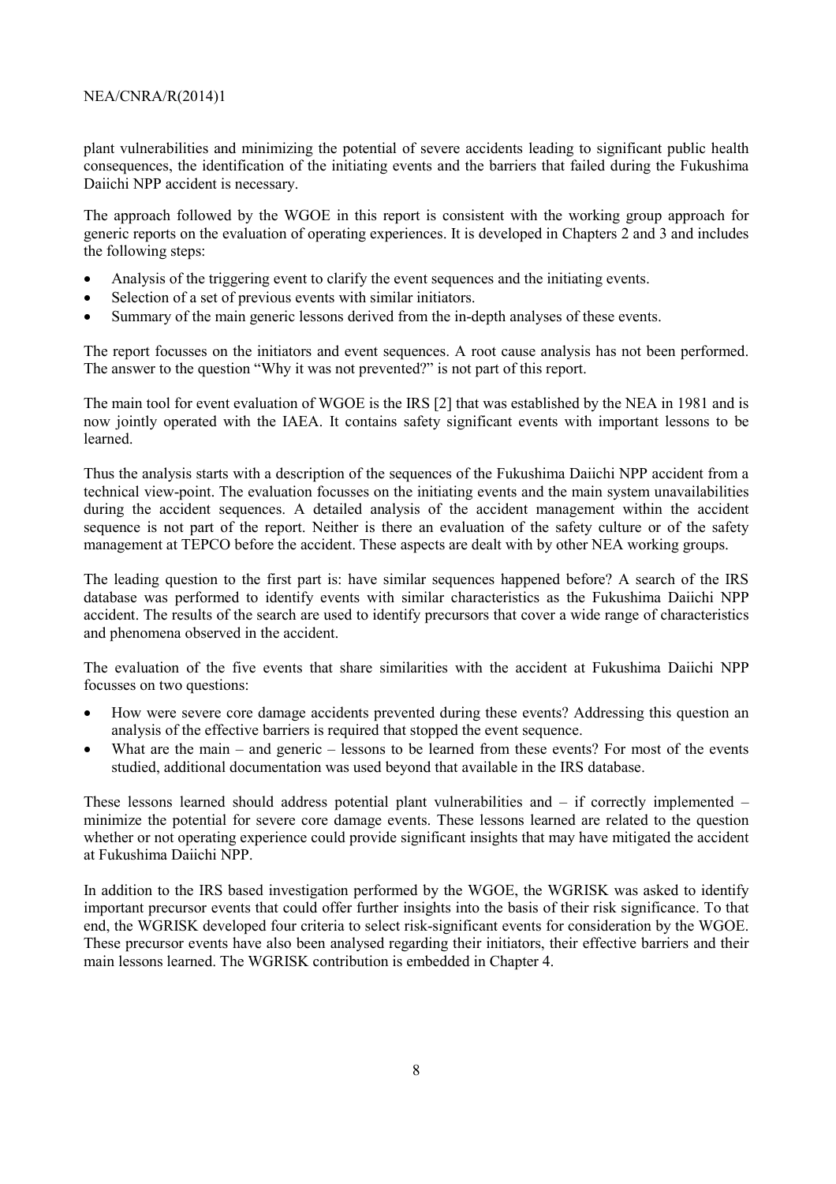plant vulnerabilities and minimizing the potential of severe accidents leading to significant public health consequences, the identification of the initiating events and the barriers that failed during the Fukushima Daiichi NPP accident is necessary.

The approach followed by the WGOE in this report is consistent with the working group approach for generic reports on the evaluation of operating experiences. It is developed in Chapters 2 and 3 and includes the following steps:

- Analysis of the triggering event to clarify the event sequences and the initiating events.
- Selection of a set of previous events with similar initiators.
- Summary of the main generic lessons derived from the in-depth analyses of these events.

The report focusses on the initiators and event sequences. A root cause analysis has not been performed. The answer to the question "Why it was not prevented?" is not part of this report.

The main tool for event evaluation of WGOE is the IRS [2] that was established by the NEA in 1981 and is now jointly operated with the IAEA. It contains safety significant events with important lessons to be learned.

Thus the analysis starts with a description of the sequences of the Fukushima Daiichi NPP accident from a technical view-point. The evaluation focusses on the initiating events and the main system unavailabilities during the accident sequences. A detailed analysis of the accident management within the accident sequence is not part of the report. Neither is there an evaluation of the safety culture or of the safety management at TEPCO before the accident. These aspects are dealt with by other NEA working groups.

The leading question to the first part is: have similar sequences happened before? A search of the IRS database was performed to identify events with similar characteristics as the Fukushima Daiichi NPP accident. The results of the search are used to identify precursors that cover a wide range of characteristics and phenomena observed in the accident.

The evaluation of the five events that share similarities with the accident at Fukushima Daiichi NPP focusses on two questions:

- How were severe core damage accidents prevented during these events? Addressing this question an analysis of the effective barriers is required that stopped the event sequence.
- What are the main – and generic – lessons to be learned from these events? For most of the events studied, additional documentation was used beyond that available in the IRS database.

These lessons learned should address potential plant vulnerabilities and – if correctly implemented – minimize the potential for severe core damage events. These lessons learned are related to the question whether or not operating experience could provide significant insights that may have mitigated the accident at Fukushima Daiichi NPP.

In addition to the IRS based investigation performed by the WGOE, the WGRISK was asked to identify important precursor events that could offer further insights into the basis of their risk significance. To that end, the WGRISK developed four criteria to select risk-significant events for consideration by the WGOE. These precursor events have also been analysed regarding their initiators, their effective barriers and their main lessons learned. The WGRISK contribution is embedded in Chapter 4.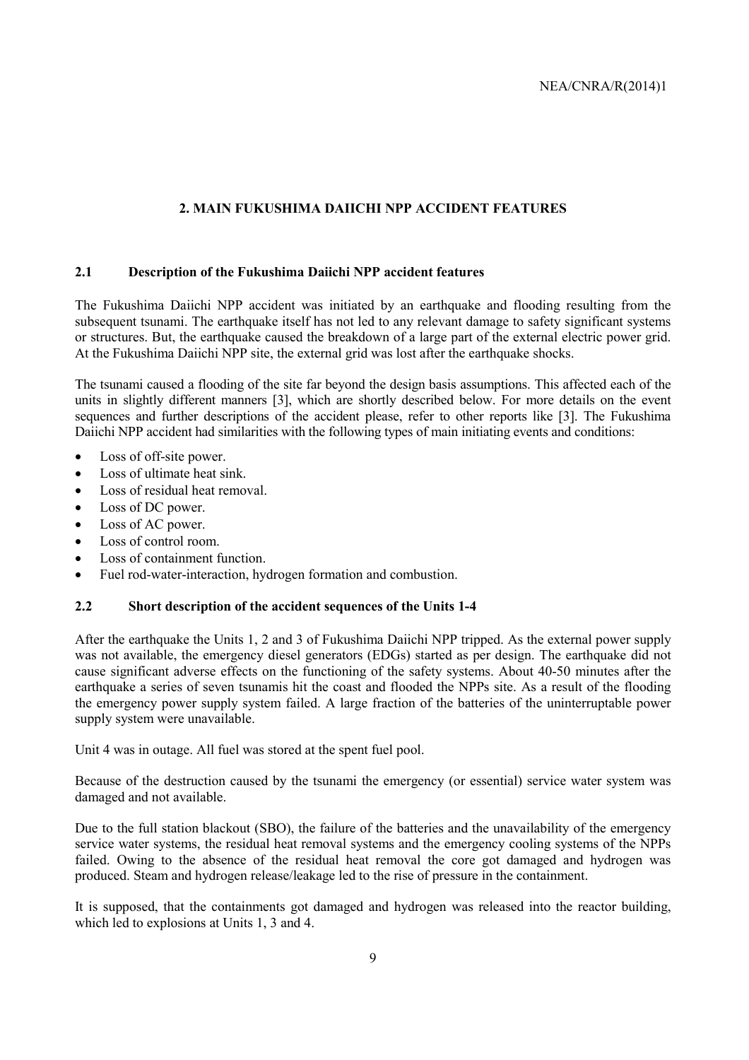## 2. MAIN FUKUSHIMA DAIICHI NPP ACCIDENT FEATURES

### 2.1 Description of the Fukushima Daiichi NPP accident features

The Fukushima Daiichi NPP accident was initiated by an earthquake and flooding resulting from the subsequent tsunami. The earthquake itself has not led to any relevant damage to safety significant systems or structures. But, the earthquake caused the breakdown of a large part of the external electric power grid. At the Fukushima Daiichi NPP site, the external grid was lost after the earthquake shocks.

The tsunami caused a flooding of the site far beyond the design basis assumptions. This affected each of the units in slightly different manners [3], which are shortly described below. For more details on the event sequences and further descriptions of the accident please, refer to other reports like [3]. The Fukushima Daiichi NPP accident had similarities with the following types of main initiating events and conditions:

- Loss of off-site power.
- Loss of ultimate heat sink.
- Loss of residual heat removal.
- Loss of DC power.
- Loss of AC power.
- Loss of control room.
- Loss of containment function.
- Fuel rod-water-interaction, hydrogen formation and combustion.

### 2.2 Short description of the accident sequences of the Units 1-4

After the earthquake the Units 1, 2 and 3 of Fukushima Daiichi NPP tripped. As the external power supply was not available, the emergency diesel generators (EDGs) started as per design. The earthquake did not cause significant adverse effects on the functioning of the safety systems. About 40-50 minutes after the earthquake a series of seven tsunamis hit the coast and flooded the NPPs site. As a result of the flooding the emergency power supply system failed. A large fraction of the batteries of the uninterruptable power supply system were unavailable.

Unit 4 was in outage. All fuel was stored at the spent fuel pool.

Because of the destruction caused by the tsunami the emergency (or essential) service water system was damaged and not available.

Due to the full station blackout (SBO), the failure of the batteries and the unavailability of the emergency service water systems, the residual heat removal systems and the emergency cooling systems of the NPPs failed. Owing to the absence of the residual heat removal the core got damaged and hydrogen was produced. Steam and hydrogen release/leakage led to the rise of pressure in the containment.

It is supposed, that the containments got damaged and hydrogen was released into the reactor building, which led to explosions at Units 1, 3 and 4.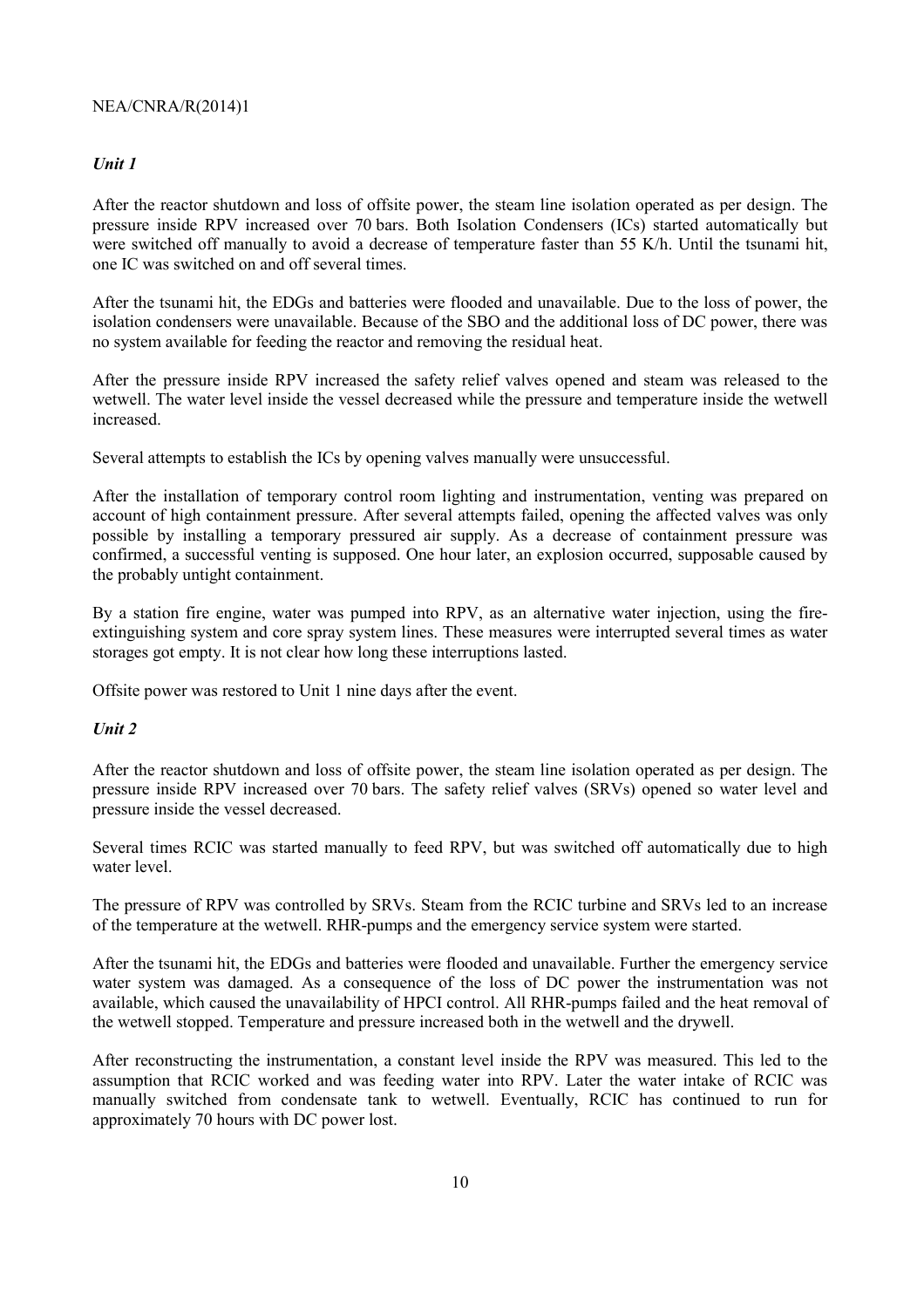*Unit 1*

After the reactor shutdown and loss of offsite power, the steam line isolation operated as per design. The pressure inside RPV increased over 70 bars. Both Isolation Condensers (ICs) started automatically but were switched off manually to avoid a decrease of temperature faster than 55 K/h. Until the tsunami hit, one IC was switched on and off several times.

After the tsunami hit, the EDGs and batteries were flooded and unavailable. Due to the loss of power, the isolation condensers were unavailable. Because of the SBO and the additional loss of DC power, there was no system available for feeding the reactor and removing the residual heat.

After the pressure inside RPV increased the safety relief valves opened and steam was released to the wetwell. The water level inside the vessel decreased while the pressure and temperature inside the wetwell increased.

Several attempts to establish the ICs by opening valves manually were unsuccessful.

After the installation of temporary control room lighting and instrumentation, venting was prepared on account of high containment pressure. After several attempts failed, opening the affected valves was only possible by installing a temporary pressured air supply. As a decrease of containment pressure was confirmed, a successful venting is supposed. One hour later, an explosion occurred, supposable caused by the probably untight containment.

By a station fire engine, water was pumped into RPV, as an alternative water injection, using the fire-extinguishing system and core spray system lines. These measures were interrupted several times as water storages got empty. It is not clear how long these interruptions lasted.

Offsite power was restored to Unit 1 nine days after the event.

*Unit 2*

After the reactor shutdown and loss of offsite power, the steam line isolation operated as per design. The pressure inside RPV increased over 70 bars. The safety relief valves (SRVs) opened so water level and pressure inside the vessel decreased.

Several times RCIC was started manually to feed RPV, but was switched off automatically due to high water level.

The pressure of RPV was controlled by SRVs. Steam from the RCIC turbine and SRVs led to an increase of the temperature at the wetwell. RHR-pumps and the emergency service system were started.

After the tsunami hit, the EDGs and batteries were flooded and unavailable. Further the emergency service water system was damaged. As a consequence of the loss of DC power the instrumentation was not available, which caused the unavailability of HPCI control. All RHR-pumps failed and the heat removal of the wetwell stopped. Temperature and pressure increased both in the wetwell and the drywell.

After reconstructing the instrumentation, a constant level inside the RPV was measured. This led to the assumption that RCIC worked and was feeding water into RPV. Later the water intake of RCIC was manually switched from condensate tank to wetwell. Eventually, RCIC has continued to run for approximately 70 hours with DC power lost.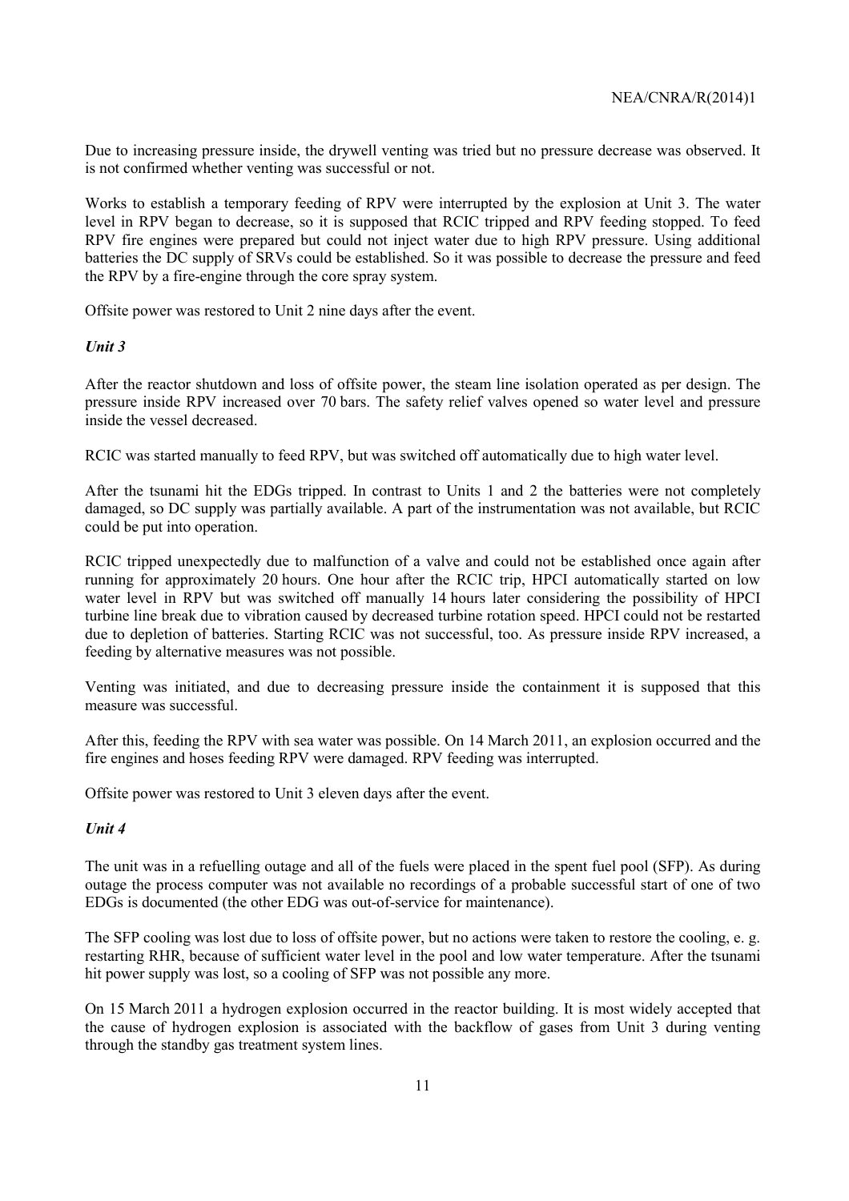Due to increasing pressure inside, the drywell venting was tried but no pressure decrease was observed. It is not confirmed whether venting was successful or not.

Works to establish a temporary feeding of RPV were interrupted by the explosion at Unit 3. The water level in RPV began to decrease, so it is supposed that RCIC tripped and RPV feeding stopped. To feed RPV fire engines were prepared but could not inject water due to high RPV pressure. Using additional batteries the DC supply of SRVs could be established. So it was possible to decrease the pressure and feed the RPV by a fire-engine through the core spray system.

Offsite power was restored to Unit 2 nine days after the event.

### *Unit 3*

After the reactor shutdown and loss of offsite power, the steam line isolation operated as per design. The pressure inside RPV increased over 70 bars. The safety relief valves opened so water level and pressure inside the vessel decreased.

RCIC was started manually to feed RPV, but was switched off automatically due to high water level.

After the tsunami hit the EDGs tripped. In contrast to Units 1 and 2 the batteries were not completely damaged, so DC supply was partially available. A part of the instrumentation was not available, but RCIC could be put into operation.

RCIC tripped unexpectedly due to malfunction of a valve and could not be established once again after running for approximately 20 hours. One hour after the RCIC trip, HPCI automatically started on low water level in RPV but was switched off manually 14 hours later considering the possibility of HPCI turbine line break due to vibration caused by decreased turbine rotation speed. HPCI could not be restarted due to depletion of batteries. Starting RCIC was not successful, too. As pressure inside RPV increased, a feeding by alternative measures was not possible.

Venting was initiated, and due to decreasing pressure inside the containment it is supposed that this measure was successful.

After this, feeding the RPV with sea water was possible. On 14 March 2011, an explosion occurred and the fire engines and hoses feeding RPV were damaged. RPV feeding was interrupted.

Offsite power was restored to Unit 3 eleven days after the event.

### *Unit 4*

The unit was in a refuelling outage and all of the fuels were placed in the spent fuel pool (SFP). As during outage the process computer was not available no recordings of a probable successful start of one of two EDGs is documented (the other EDG was out-of-service for maintenance).

The SFP cooling was lost due to loss of offsite power, but no actions were taken to restore the cooling, e. g. restarting RHR, because of sufficient water level in the pool and low water temperature. After the tsunami hit power supply was lost, so a cooling of SFP was not possible any more.

On 15 March 2011 a hydrogen explosion occurred in the reactor building. It is most widely accepted that the cause of hydrogen explosion is associated with the backflow of gases from Unit 3 during venting through the standby gas treatment system lines.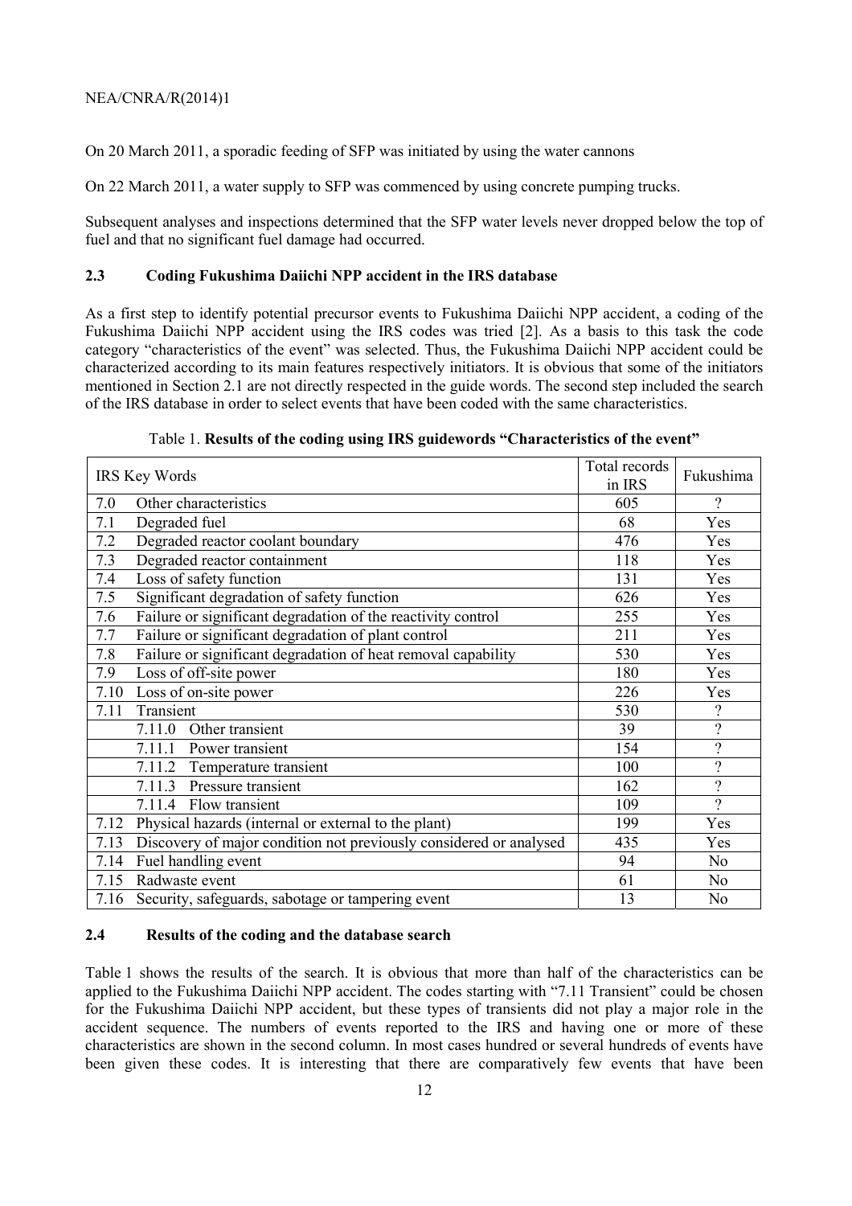On 20 March 2011, a sporadic feeding of SFP was initiated by using the water cannons

On 22 March 2011, a water supply to SFP was commenced by using concrete pumping trucks.

Subsequent analyses and inspections determined that the SFP water levels never dropped below the top of fuel and that no significant fuel damage had occurred.

### 2.3 Coding Fukushima Daiichi NPP accident in the IRS database

As a first step to identify potential precursor events to Fukushima Daiichi NPP accident, a coding of the Fukushima Daiichi NPP accident using the IRS codes was tried [2]. As a basis to this task the code category "characteristics of the event" was selected. Thus, the Fukushima Daiichi NPP accident could be characterized according to its main features respectively initiators. It is obvious that some of the initiators mentioned in Section 2.1 are not directly respected in the guide words. The second step included the search of the IRS database in order to select events that have been coded with the same characteristics.

Table 1. **Results of the coding using IRS guidewords "Characteristics of the event"**

| IRS Key Words | | Total records in IRS | Fukushima |
|---|---|---|---|
| 7.0 | Other characteristics | 605 | ? |
| 7.1 | Degraded fuel | 68 | Yes |
| 7.2 | Degraded reactor coolant boundary | 476 | Yes |
| 7.3 | Degraded reactor containment | 118 | Yes |
| 7.4 | Loss of safety function | 131 | Yes |
| 7.5 | Significant degradation of safety function | 626 | Yes |
| 7.6 | Failure or significant degradation of the reactivity control | 255 | Yes |
| 7.7 | Failure or significant degradation of plant control | 211 | Yes |
| 7.8 | Failure or significant degradation of heat removal capability | 530 | Yes |
| 7.9 | Loss of off-site power | 180 | Yes |
| 7.10 | Loss of on-site power | 226 | Yes |
| 7.11 | Transient | 530 | ? |
| | 7.11.0 Other transient | 39 | ? |
| | 7.11.1 Power transient | 154 | ? |
| | 7.11.2 Temperature transient | 100 | ? |
| | 7.11.3 Pressure transient | 162 | ? |
| | 7.11.4 Flow transient | 109 | ? |
| 7.12 | Physical hazards (internal or external to the plant) | 199 | Yes |
| 7.13 | Discovery of major condition not previously considered or analysed | 435 | Yes |
| 7.14 | Fuel handling event | 94 | No |
| 7.15 | Radwaste event | 61 | No |
| 7.16 | Security, safeguards, sabotage or tampering event | 13 | No |

### 2.4 Results of the coding and the database search

Table 1 shows the results of the search. It is obvious that more than half of the characteristics can be applied to the Fukushima Daiichi NPP accident. The codes starting with "7.11 Transient" could be chosen for the Fukushima Daiichi NPP accident, but these types of transients did not play a major role in the accident sequence. The numbers of events reported to the IRS and having one or more of these characteristics are shown in the second column. In most cases hundred or several hundreds of events have been given these codes. It is interesting that there are comparatively few events that have been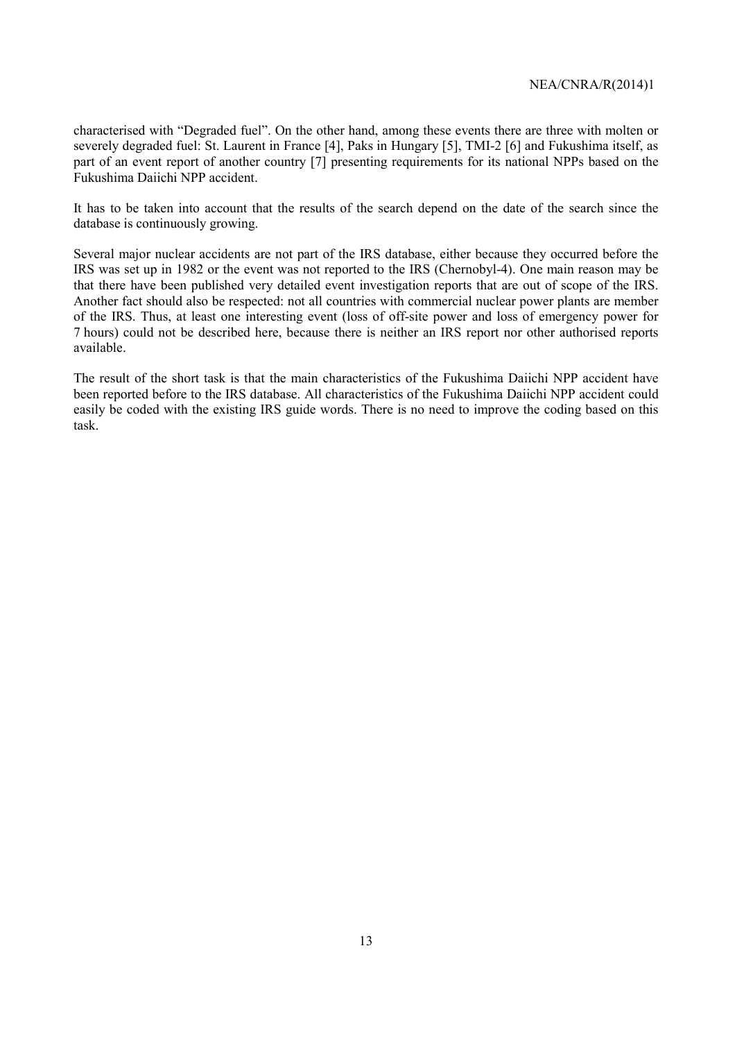characterised with “Degraded fuel”. On the other hand, among these events there are three with molten or severely degraded fuel: St. Laurent in France [4], Paks in Hungary [5], TMI-2 [6] and Fukushima itself, as part of an event report of another country [7] presenting requirements for its national NPPs based on the Fukushima Daiichi NPP accident.

It has to be taken into account that the results of the search depend on the date of the search since the database is continuously growing.

Several major nuclear accidents are not part of the IRS database, either because they occurred before the IRS was set up in 1982 or the event was not reported to the IRS (Chernobyl-4). One main reason may be that there have been published very detailed event investigation reports that are out of scope of the IRS. Another fact should also be respected: not all countries with commercial nuclear power plants are member of the IRS. Thus, at least one interesting event (loss of off-site power and loss of emergency power for 7 hours) could not be described here, because there is neither an IRS report nor other authorised reports available.

The result of the short task is that the main characteristics of the Fukushima Daiichi NPP accident have been reported before to the IRS database. All characteristics of the Fukushima Daiichi NPP accident could easily be coded with the existing IRS guide words. There is no need to improve the coding based on this task.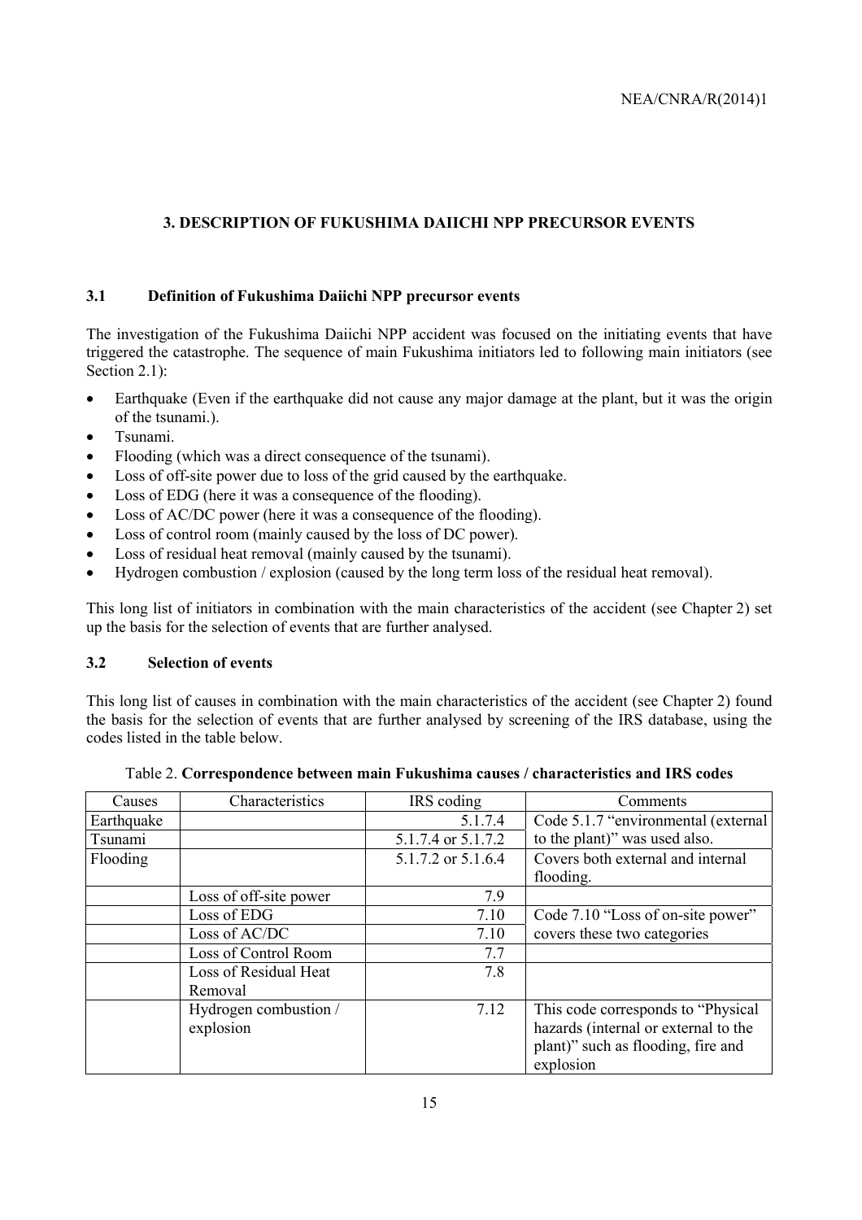## 3. DESCRIPTION OF FUKUSHIMA DAIICHI NPP PRECURSOR EVENTS

### 3.1 Definition of Fukushima Daiichi NPP precursor events

The investigation of the Fukushima Daiichi NPP accident was focused on the initiating events that have triggered the catastrophe. The sequence of main Fukushima initiators led to following main initiators (see Section 2.1):

- Earthquake (Even if the earthquake did not cause any major damage at the plant, but it was the origin of the tsunami.).
- Tsunami.
- Flooding (which was a direct consequence of the tsunami).
- Loss of off-site power due to loss of the grid caused by the earthquake.
- Loss of EDG (here it was a consequence of the flooding).
- Loss of AC/DC power (here it was a consequence of the flooding).
- Loss of control room (mainly caused by the loss of DC power).
- Loss of residual heat removal (mainly caused by the tsunami).
- Hydrogen combustion / explosion (caused by the long term loss of the residual heat removal).

This long list of initiators in combination with the main characteristics of the accident (see Chapter 2) set up the basis for the selection of events that are further analysed.

### 3.2 Selection of events

This long list of causes in combination with the main characteristics of the accident (see Chapter 2) found the basis for the selection of events that are further analysed by screening of the IRS database, using the codes listed in the table below.

Table 2. **Correspondence between main Fukushima causes / characteristics and IRS codes**

| Causes | Characteristics | IRS coding | Comments |
|---|---|---|---|
| Earthquake | | 5.1.7.4 | Code 5.1.7 "environmental (external to the plant)" was used also. |
| Tsunami | | 5.1.7.4 or 5.1.7.2 | |
| Flooding | | 5.1.7.2 or 5.1.6.4 | Covers both external and internal flooding. |
| | Loss of off-site power | 7.9 | |
| | Loss of EDG | 7.10 | Code 7.10 "Loss of on-site power" covers these two categories |
| | Loss of AC/DC | 7.10 | |
| | Loss of Control Room | 7.7 | |
| | Loss of Residual Heat Removal | 7.8 | |
| | Hydrogen combustion / explosion | 7.12 | This code corresponds to "Physical hazards (internal or external to the plant)" such as flooding, fire and explosion |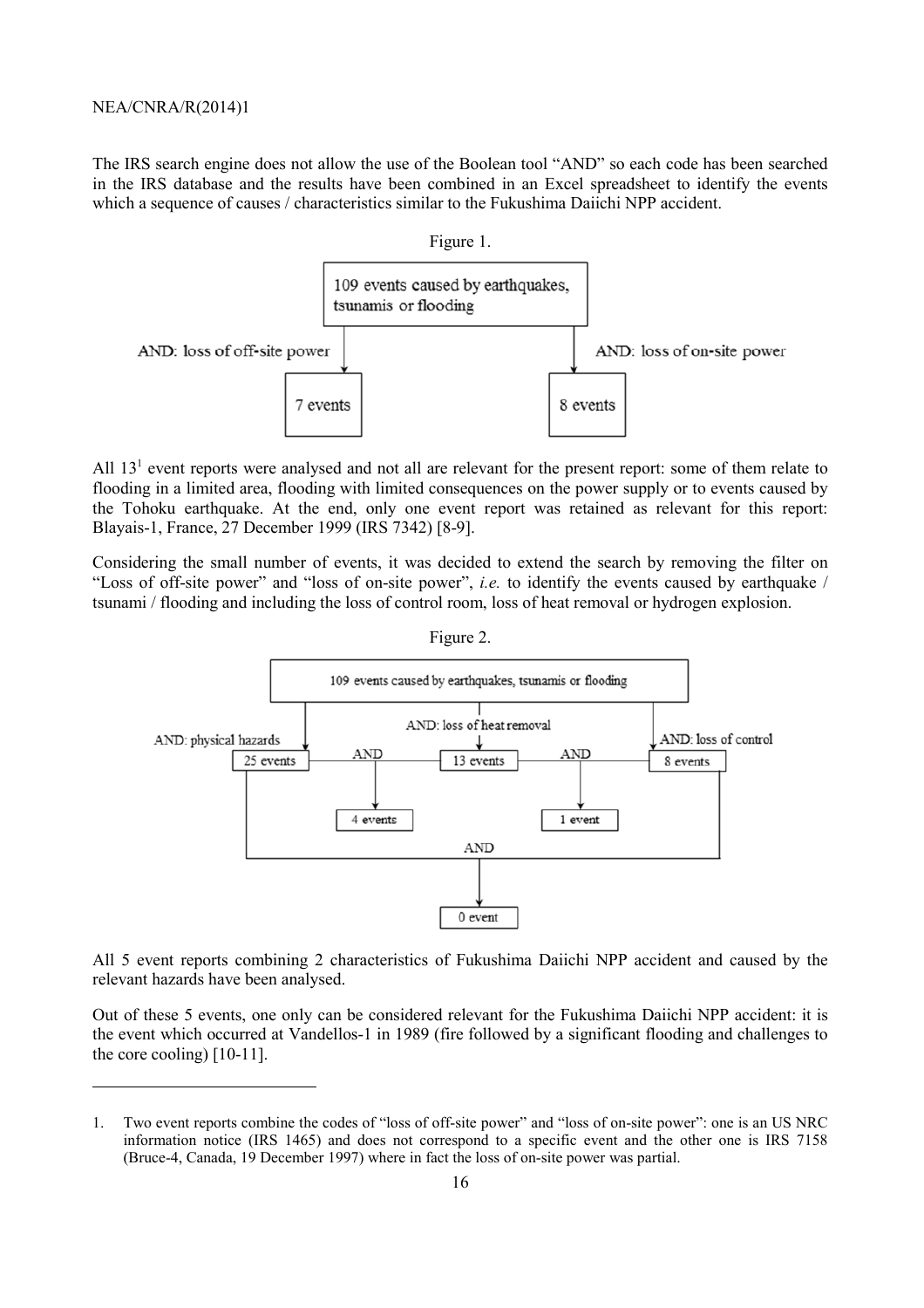The IRS search engine does not allow the use of the Boolean tool "AND" so each code has been searched in the IRS database and the results have been combined in an Excel spreadsheet to identify the events which a sequence of causes / characteristics similar to the Fukushima Daiichi NPP accident.

Figure 1.

109 events caused by earthquakes, tsunamis or flooding

AND: loss of off-site power → 7 events

AND: loss of on-site power → 8 events

All 13[1] event reports were analysed and not all are relevant for the present report: some of them relate to flooding in a limited area, flooding with limited consequences on the power supply or to events caused by the Tohoku earthquake. At the end, only one event report was retained as relevant for this report: Blayais-1, France, 27 December 1999 (IRS 7342) [8-9].

Considering the small number of events, it was decided to extend the search by removing the filter on "Loss of off-site power" and "loss of on-site power", *i.e.* to identify the events caused by earthquake / tsunami / flooding and including the loss of control room, loss of heat removal or hydrogen explosion.

Figure 2.

109 events caused by earthquakes, tsunamis or flooding

AND: physical hazards → 25 events

AND: loss of heat removal → 13 events

AND: loss of control → 8 events

25 events AND 13 events → 4 events

13 events AND 8 events → 1 event

25 events AND 8 events → 0 event

All 5 event reports combining 2 characteristics of Fukushima Daiichi NPP accident and caused by the relevant hazards have been analysed.

Out of these 5 events, one only can be considered relevant for the Fukushima Daiichi NPP accident: it is the event which occurred at Vandellos-1 in 1989 (fire followed by a significant flooding and challenges to the core cooling) [10-11].

---

1. Two event reports combine the codes of "loss of off-site power" and "loss of on-site power": one is an US NRC information notice (IRS 1465) and does not correspond to a specific event and the other one is IRS 7158 (Bruce-4, Canada, 19 December 1997) where in fact the loss of on-site power was partial.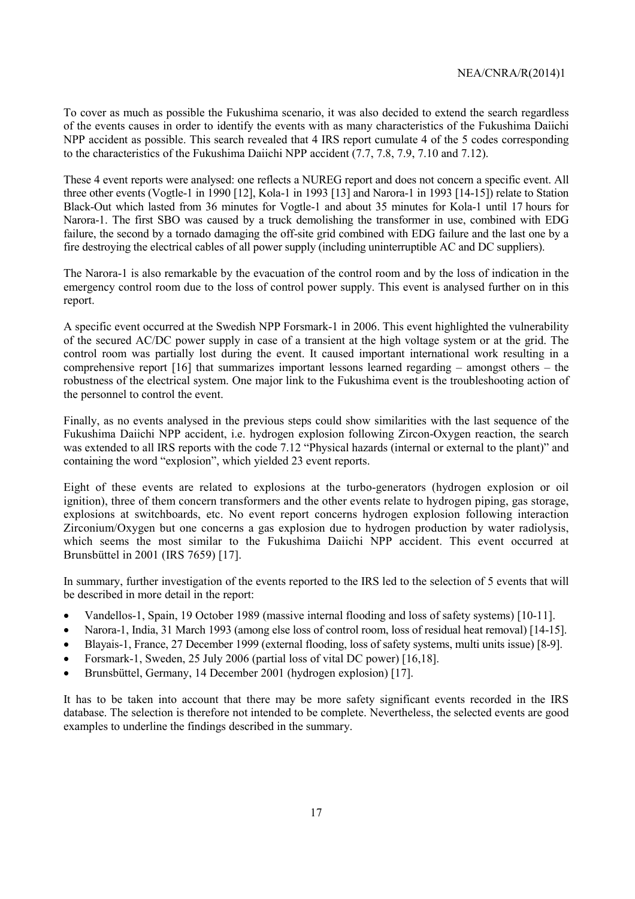To cover as much as possible the Fukushima scenario, it was also decided to extend the search regardless of the events causes in order to identify the events with as many characteristics of the Fukushima Daiichi NPP accident as possible. This search revealed that 4 IRS report cumulate 4 of the 5 codes corresponding to the characteristics of the Fukushima Daiichi NPP accident (7.7, 7.8, 7.9, 7.10 and 7.12).

These 4 event reports were analysed: one reflects a NUREG report and does not concern a specific event. All three other events (Vogtle-1 in 1990 [12], Kola-1 in 1993 [13] and Narora-1 in 1993 [14-15]) relate to Station Black-Out which lasted from 36 minutes for Vogtle-1 and about 35 minutes for Kola-1 until 17 hours for Narora-1. The first SBO was caused by a truck demolishing the transformer in use, combined with EDG failure, the second by a tornado damaging the off-site grid combined with EDG failure and the last one by a fire destroying the electrical cables of all power supply (including uninterruptible AC and DC suppliers).

The Narora-1 is also remarkable by the evacuation of the control room and by the loss of indication in the emergency control room due to the loss of control power supply. This event is analysed further on in this report.

A specific event occurred at the Swedish NPP Forsmark-1 in 2006. This event highlighted the vulnerability of the secured AC/DC power supply in case of a transient at the high voltage system or at the grid. The control room was partially lost during the event. It caused important international work resulting in a comprehensive report [16] that summarizes important lessons learned regarding – amongst others – the robustness of the electrical system. One major link to the Fukushima event is the troubleshooting action of the personnel to control the event.

Finally, as no events analysed in the previous steps could show similarities with the last sequence of the Fukushima Daiichi NPP accident, i.e. hydrogen explosion following Zircon-Oxygen reaction, the search was extended to all IRS reports with the code 7.12 "Physical hazards (internal or external to the plant)" and containing the word "explosion", which yielded 23 event reports.

Eight of these events are related to explosions at the turbo-generators (hydrogen explosion or oil ignition), three of them concern transformers and the other events relate to hydrogen piping, gas storage, explosions at switchboards, etc. No event report concerns hydrogen explosion following interaction Zirconium/Oxygen but one concerns a gas explosion due to hydrogen production by water radiolysis, which seems the most similar to the Fukushima Daiichi NPP accident. This event occurred at Brunsbüttel in 2001 (IRS 7659) [17].

In summary, further investigation of the events reported to the IRS led to the selection of 5 events that will be described in more detail in the report:

- Vandellos-1, Spain, 19 October 1989 (massive internal flooding and loss of safety systems) [10-11].
- Narora-1, India, 31 March 1993 (among else loss of control room, loss of residual heat removal) [14-15].
- Blayais-1, France, 27 December 1999 (external flooding, loss of safety systems, multi units issue) [8-9].
- Forsmark-1, Sweden, 25 July 2006 (partial loss of vital DC power) [16,18].
- Brunsbüttel, Germany, 14 December 2001 (hydrogen explosion) [17].

It has to be taken into account that there may be more safety significant events recorded in the IRS database. The selection is therefore not intended to be complete. Nevertheless, the selected events are good examples to underline the findings described in the summary.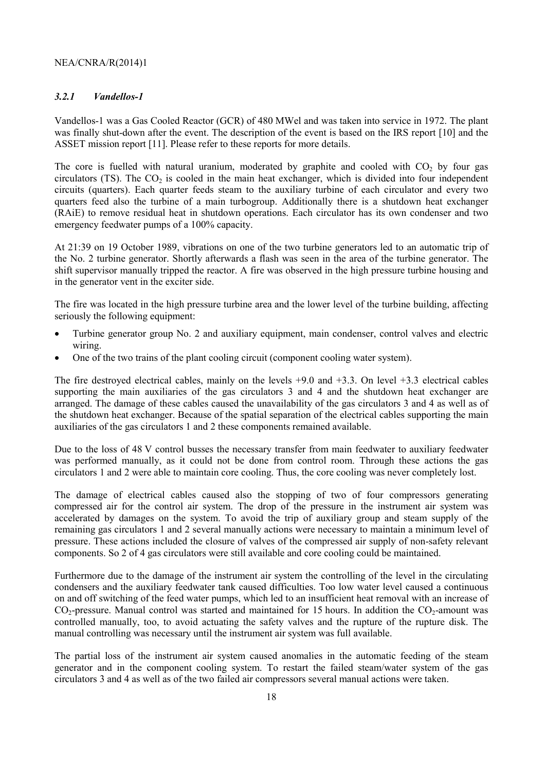### *3.2.1 Vandellos-1*

Vandellos-1 was a Gas Cooled Reactor (GCR) of 480 MWel and was taken into service in 1972. The plant was finally shut-down after the event. The description of the event is based on the IRS report [10] and the ASSET mission report [11]. Please refer to these reports for more details.

The core is fuelled with natural uranium, moderated by graphite and cooled with $CO_2$ by four gas circulators (TS). The $CO_2$ is cooled in the main heat exchanger, which is divided into four independent circuits (quarters). Each quarter feeds steam to the auxiliary turbine of each circulator and every two quarters feed also the turbine of a main turbogroup. Additionally there is a shutdown heat exchanger (RAiE) to remove residual heat in shutdown operations. Each circulator has its own condenser and two emergency feedwater pumps of a 100% capacity.

At 21:39 on 19 October 1989, vibrations on one of the two turbine generators led to an automatic trip of the No. 2 turbine generator. Shortly afterwards a flash was seen in the area of the turbine generator. The shift supervisor manually tripped the reactor. A fire was observed in the high pressure turbine housing and in the generator vent in the exciter side.

The fire was located in the high pressure turbine area and the lower level of the turbine building, affecting seriously the following equipment:

- Turbine generator group No. 2 and auxiliary equipment, main condenser, control valves and electric wiring.
- One of the two trains of the plant cooling circuit (component cooling water system).

The fire destroyed electrical cables, mainly on the levels +9.0 and +3.3. On level +3.3 electrical cables supporting the main auxiliaries of the gas circulators 3 and 4 and the shutdown heat exchanger are arranged. The damage of these cables caused the unavailability of the gas circulators 3 and 4 as well as of the shutdown heat exchanger. Because of the spatial separation of the electrical cables supporting the main auxiliaries of the gas circulators 1 and 2 these components remained available.

Due to the loss of 48 V control busses the necessary transfer from main feedwater to auxiliary feedwater was performed manually, as it could not be done from control room. Through these actions the gas circulators 1 and 2 were able to maintain core cooling. Thus, the core cooling was never completely lost.

The damage of electrical cables caused also the stopping of two of four compressors generating compressed air for the control air system. The drop of the pressure in the instrument air system was accelerated by damages on the system. To avoid the trip of auxiliary group and steam supply of the remaining gas circulators 1 and 2 several manually actions were necessary to maintain a minimum level of pressure. These actions included the closure of valves of the compressed air supply of non-safety relevant components. So 2 of 4 gas circulators were still available and core cooling could be maintained.

Furthermore due to the damage of the instrument air system the controlling of the level in the circulating condensers and the auxiliary feedwater tank caused difficulties. Too low water level caused a continuous on and off switching of the feed water pumps, which led to an insufficient heat removal with an increase of $CO_2$-pressure. Manual control was started and maintained for 15 hours. In addition the $CO_2$-amount was controlled manually, too, to avoid actuating the safety valves and the rupture of the rupture disk. The manual controlling was necessary until the instrument air system was full available.

The partial loss of the instrument air system caused anomalies in the automatic feeding of the steam generator and in the component cooling system. To restart the failed steam/water system of the gas circulators 3 and 4 as well as of the two failed air compressors several manual actions were taken.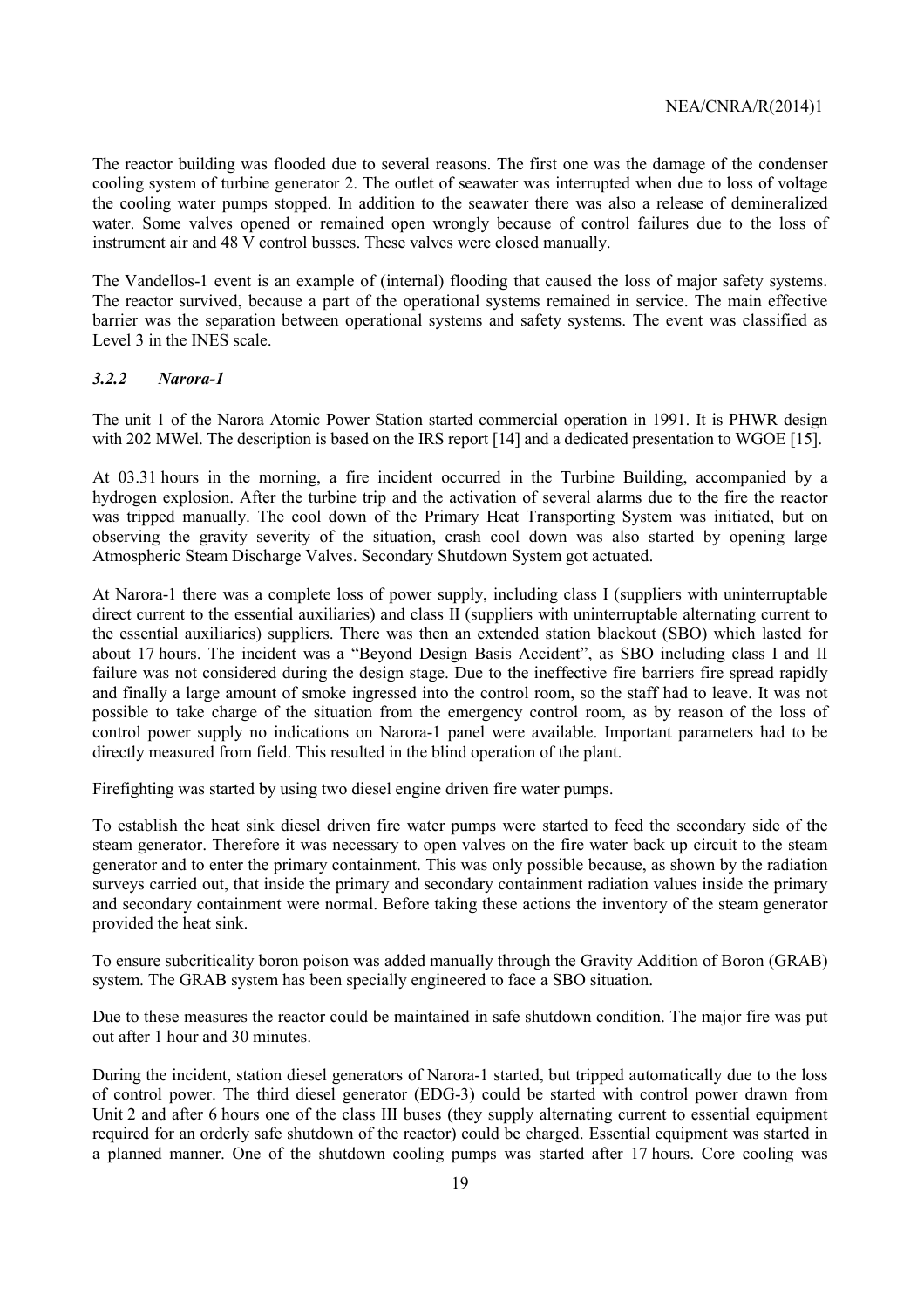The reactor building was flooded due to several reasons. The first one was the damage of the condenser cooling system of turbine generator 2. The outlet of seawater was interrupted when due to loss of voltage the cooling water pumps stopped. In addition to the seawater there was also a release of demineralized water. Some valves opened or remained open wrongly because of control failures due to the loss of instrument air and 48 V control busses. These valves were closed manually.

The Vandellos-1 event is an example of (internal) flooding that caused the loss of major safety systems. The reactor survived, because a part of the operational systems remained in service. The main effective barrier was the separation between operational systems and safety systems. The event was classified as Level 3 in the INES scale.

### *3.2.2 Narora-1*

The unit 1 of the Narora Atomic Power Station started commercial operation in 1991. It is PHWR design with 202 MWel. The description is based on the IRS report [14] and a dedicated presentation to WGOE [15].

At 03.31 hours in the morning, a fire incident occurred in the Turbine Building, accompanied by a hydrogen explosion. After the turbine trip and the activation of several alarms due to the fire the reactor was tripped manually. The cool down of the Primary Heat Transporting System was initiated, but on observing the gravity severity of the situation, crash cool down was also started by opening large Atmospheric Steam Discharge Valves. Secondary Shutdown System got actuated.

At Narora-1 there was a complete loss of power supply, including class I (suppliers with uninterruptable direct current to the essential auxiliaries) and class II (suppliers with uninterruptable alternating current to the essential auxiliaries) suppliers. There was then an extended station blackout (SBO) which lasted for about 17 hours. The incident was a "Beyond Design Basis Accident", as SBO including class I and II failure was not considered during the design stage. Due to the ineffective fire barriers fire spread rapidly and finally a large amount of smoke ingressed into the control room, so the staff had to leave. It was not possible to take charge of the situation from the emergency control room, as by reason of the loss of control power supply no indications on Narora-1 panel were available. Important parameters had to be directly measured from field. This resulted in the blind operation of the plant.

Firefighting was started by using two diesel engine driven fire water pumps.

To establish the heat sink diesel driven fire water pumps were started to feed the secondary side of the steam generator. Therefore it was necessary to open valves on the fire water back up circuit to the steam generator and to enter the primary containment. This was only possible because, as shown by the radiation surveys carried out, that inside the primary and secondary containment radiation values inside the primary and secondary containment were normal. Before taking these actions the inventory of the steam generator provided the heat sink.

To ensure subcriticality boron poison was added manually through the Gravity Addition of Boron (GRAB) system. The GRAB system has been specially engineered to face a SBO situation.

Due to these measures the reactor could be maintained in safe shutdown condition. The major fire was put out after 1 hour and 30 minutes.

During the incident, station diesel generators of Narora-1 started, but tripped automatically due to the loss of control power. The third diesel generator (EDG-3) could be started with control power drawn from Unit 2 and after 6 hours one of the class III buses (they supply alternating current to essential equipment required for an orderly safe shutdown of the reactor) could be charged. Essential equipment was started in a planned manner. One of the shutdown cooling pumps was started after 17 hours. Core cooling was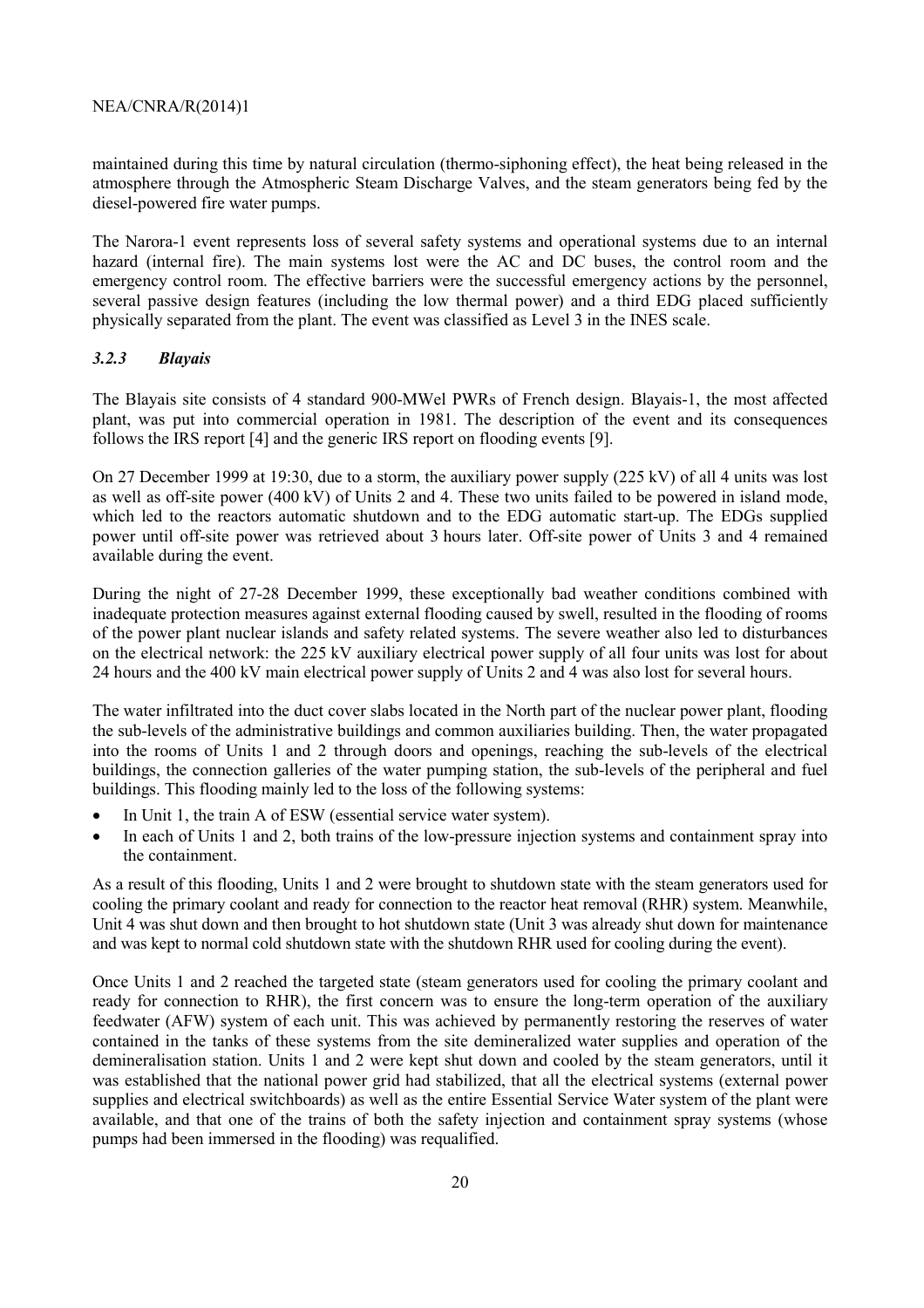maintained during this time by natural circulation (thermo-siphoning effect), the heat being released in the atmosphere through the Atmospheric Steam Discharge Valves, and the steam generators being fed by the diesel-powered fire water pumps.

The Narora-1 event represents loss of several safety systems and operational systems due to an internal hazard (internal fire). The main systems lost were the AC and DC buses, the control room and the emergency control room. The effective barriers were the successful emergency actions by the personnel, several passive design features (including the low thermal power) and a third EDG placed sufficiently physically separated from the plant. The event was classified as Level 3 in the INES scale.

### *3.2.3 Blayais*

The Blayais site consists of 4 standard 900-MWel PWRs of French design. Blayais-1, the most affected plant, was put into commercial operation in 1981. The description of the event and its consequences follows the IRS report [4] and the generic IRS report on flooding events [9].

On 27 December 1999 at 19:30, due to a storm, the auxiliary power supply (225 kV) of all 4 units was lost as well as off-site power (400 kV) of Units 2 and 4. These two units failed to be powered in island mode, which led to the reactors automatic shutdown and to the EDG automatic start-up. The EDGs supplied power until off-site power was retrieved about 3 hours later. Off-site power of Units 3 and 4 remained available during the event.

During the night of 27-28 December 1999, these exceptionally bad weather conditions combined with inadequate protection measures against external flooding caused by swell, resulted in the flooding of rooms of the power plant nuclear islands and safety related systems. The severe weather also led to disturbances on the electrical network: the 225 kV auxiliary electrical power supply of all four units was lost for about 24 hours and the 400 kV main electrical power supply of Units 2 and 4 was also lost for several hours.

The water infiltrated into the duct cover slabs located in the North part of the nuclear power plant, flooding the sub-levels of the administrative buildings and common auxiliaries building. Then, the water propagated into the rooms of Units 1 and 2 through doors and openings, reaching the sub-levels of the electrical buildings, the connection galleries of the water pumping station, the sub-levels of the peripheral and fuel buildings. This flooding mainly led to the loss of the following systems:

- In Unit 1, the train A of ESW (essential service water system).
- In each of Units 1 and 2, both trains of the low-pressure injection systems and containment spray into the containment.

As a result of this flooding, Units 1 and 2 were brought to shutdown state with the steam generators used for cooling the primary coolant and ready for connection to the reactor heat removal (RHR) system. Meanwhile, Unit 4 was shut down and then brought to hot shutdown state (Unit 3 was already shut down for maintenance and was kept to normal cold shutdown state with the shutdown RHR used for cooling during the event).

Once Units 1 and 2 reached the targeted state (steam generators used for cooling the primary coolant and ready for connection to RHR), the first concern was to ensure the long-term operation of the auxiliary feedwater (AFW) system of each unit. This was achieved by permanently restoring the reserves of water contained in the tanks of these systems from the site demineralized water supplies and operation of the demineralisation station. Units 1 and 2 were kept shut down and cooled by the steam generators, until it was established that the national power grid had stabilized, that all the electrical systems (external power supplies and electrical switchboards) as well as the entire Essential Service Water system of the plant were available, and that one of the trains of both the safety injection and containment spray systems (whose pumps had been immersed in the flooding) was requalified.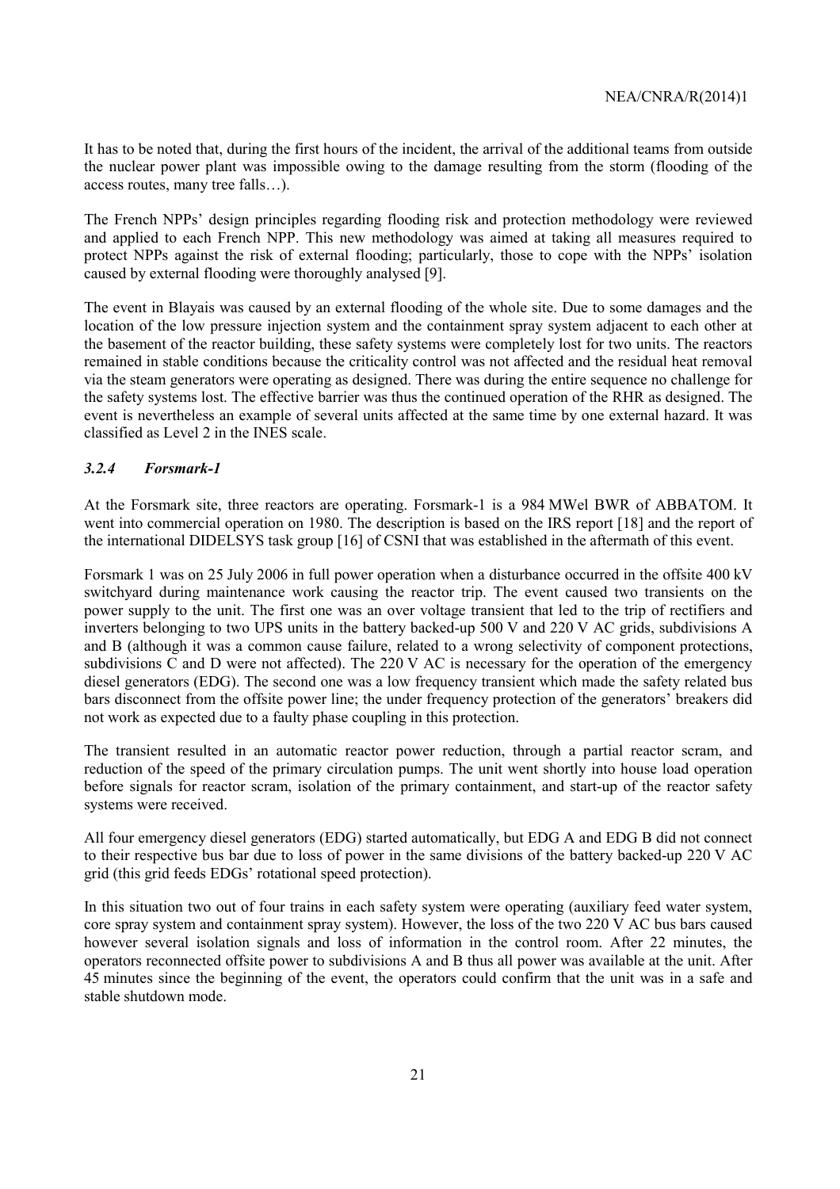It has to be noted that, during the first hours of the incident, the arrival of the additional teams from outside the nuclear power plant was impossible owing to the damage resulting from the storm (flooding of the access routes, many tree falls…).

The French NPPs' design principles regarding flooding risk and protection methodology were reviewed and applied to each French NPP. This new methodology was aimed at taking all measures required to protect NPPs against the risk of external flooding; particularly, those to cope with the NPPs' isolation caused by external flooding were thoroughly analysed [9].

The event in Blayais was caused by an external flooding of the whole site. Due to some damages and the location of the low pressure injection system and the containment spray system adjacent to each other at the basement of the reactor building, these safety systems were completely lost for two units. The reactors remained in stable conditions because the criticality control was not affected and the residual heat removal via the steam generators were operating as designed. There was during the entire sequence no challenge for the safety systems lost. The effective barrier was thus the continued operation of the RHR as designed. The event is nevertheless an example of several units affected at the same time by one external hazard. It was classified as Level 2 in the INES scale.

### *3.2.4 Forsmark-1*

At the Forsmark site, three reactors are operating. Forsmark-1 is a 984 MWel BWR of ABBATOM. It went into commercial operation on 1980. The description is based on the IRS report [18] and the report of the international DIDELSYS task group [16] of CSNI that was established in the aftermath of this event.

Forsmark 1 was on 25 July 2006 in full power operation when a disturbance occurred in the offsite 400 kV switchyard during maintenance work causing the reactor trip. The event caused two transients on the power supply to the unit. The first one was an over voltage transient that led to the trip of rectifiers and inverters belonging to two UPS units in the battery backed-up 500 V and 220 V AC grids, subdivisions A and B (although it was a common cause failure, related to a wrong selectivity of component protections, subdivisions C and D were not affected). The 220 V AC is necessary for the operation of the emergency diesel generators (EDG). The second one was a low frequency transient which made the safety related bus bars disconnect from the offsite power line; the under frequency protection of the generators' breakers did not work as expected due to a faulty phase coupling in this protection.

The transient resulted in an automatic reactor power reduction, through a partial reactor scram, and reduction of the speed of the primary circulation pumps. The unit went shortly into house load operation before signals for reactor scram, isolation of the primary containment, and start-up of the reactor safety systems were received.

All four emergency diesel generators (EDG) started automatically, but EDG A and EDG B did not connect to their respective bus bar due to loss of power in the same divisions of the battery backed-up 220 V AC grid (this grid feeds EDGs' rotational speed protection).

In this situation two out of four trains in each safety system were operating (auxiliary feed water system, core spray system and containment spray system). However, the loss of the two 220 V AC bus bars caused however several isolation signals and loss of information in the control room. After 22 minutes, the operators reconnected offsite power to subdivisions A and B thus all power was available at the unit. After 45 minutes since the beginning of the event, the operators could confirm that the unit was in a safe and stable shutdown mode.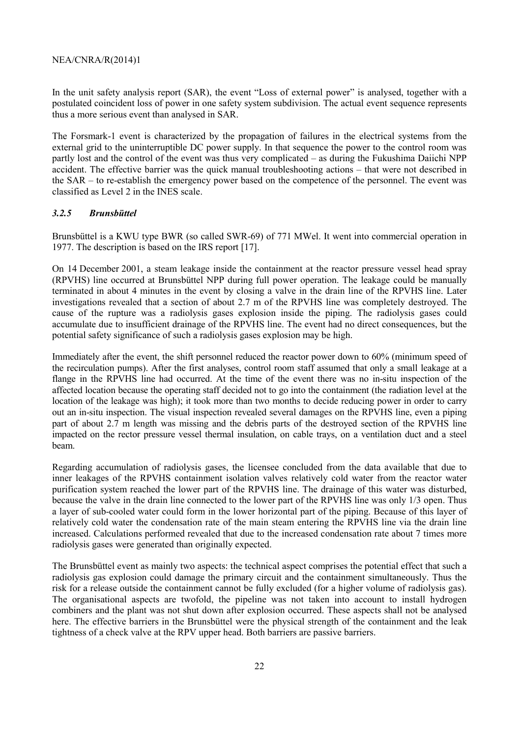In the unit safety analysis report (SAR), the event "Loss of external power" is analysed, together with a postulated coincident loss of power in one safety system subdivision. The actual event sequence represents thus a more serious event than analysed in SAR.

The Forsmark-1 event is characterized by the propagation of failures in the electrical systems from the external grid to the uninterruptible DC power supply. In that sequence the power to the control room was partly lost and the control of the event was thus very complicated – as during the Fukushima Daiichi NPP accident. The effective barrier was the quick manual troubleshooting actions – that were not described in the SAR – to re-establish the emergency power based on the competence of the personnel. The event was classified as Level 2 in the INES scale.

### *3.2.5 Brunsbüttel*

Brunsbüttel is a KWU type BWR (so called SWR-69) of 771 MWel. It went into commercial operation in 1977. The description is based on the IRS report [17].

On 14 December 2001, a steam leakage inside the containment at the reactor pressure vessel head spray (RPVHS) line occurred at Brunsbüttel NPP during full power operation. The leakage could be manually terminated in about 4 minutes in the event by closing a valve in the drain line of the RPVHS line. Later investigations revealed that a section of about 2.7 m of the RPVHS line was completely destroyed. The cause of the rupture was a radiolysis gases explosion inside the piping. The radiolysis gases could accumulate due to insufficient drainage of the RPVHS line. The event had no direct consequences, but the potential safety significance of such a radiolysis gases explosion may be high.

Immediately after the event, the shift personnel reduced the reactor power down to 60% (minimum speed of the recirculation pumps). After the first analyses, control room staff assumed that only a small leakage at a flange in the RPVHS line had occurred. At the time of the event there was no in-situ inspection of the affected location because the operating staff decided not to go into the containment (the radiation level at the location of the leakage was high); it took more than two months to decide reducing power in order to carry out an in-situ inspection. The visual inspection revealed several damages on the RPVHS line, even a piping part of about 2.7 m length was missing and the debris parts of the destroyed section of the RPVHS line impacted on the rector pressure vessel thermal insulation, on cable trays, on a ventilation duct and a steel beam.

Regarding accumulation of radiolysis gases, the licensee concluded from the data available that due to inner leakages of the RPVHS containment isolation valves relatively cold water from the reactor water purification system reached the lower part of the RPVHS line. The drainage of this water was disturbed, because the valve in the drain line connected to the lower part of the RPVHS line was only 1/3 open. Thus a layer of sub-cooled water could form in the lower horizontal part of the piping. Because of this layer of relatively cold water the condensation rate of the main steam entering the RPVHS line via the drain line increased. Calculations performed revealed that due to the increased condensation rate about 7 times more radiolysis gases were generated than originally expected.

The Brunsbüttel event as mainly two aspects: the technical aspect comprises the potential effect that such a radiolysis gas explosion could damage the primary circuit and the containment simultaneously. Thus the risk for a release outside the containment cannot be fully excluded (for a higher volume of radiolysis gas). The organisational aspects are twofold, the pipeline was not taken into account to install hydrogen combiners and the plant was not shut down after explosion occurred. These aspects shall not be analysed here. The effective barriers in the Brunsbüttel were the physical strength of the containment and the leak tightness of a check valve at the RPV upper head. Both barriers are passive barriers.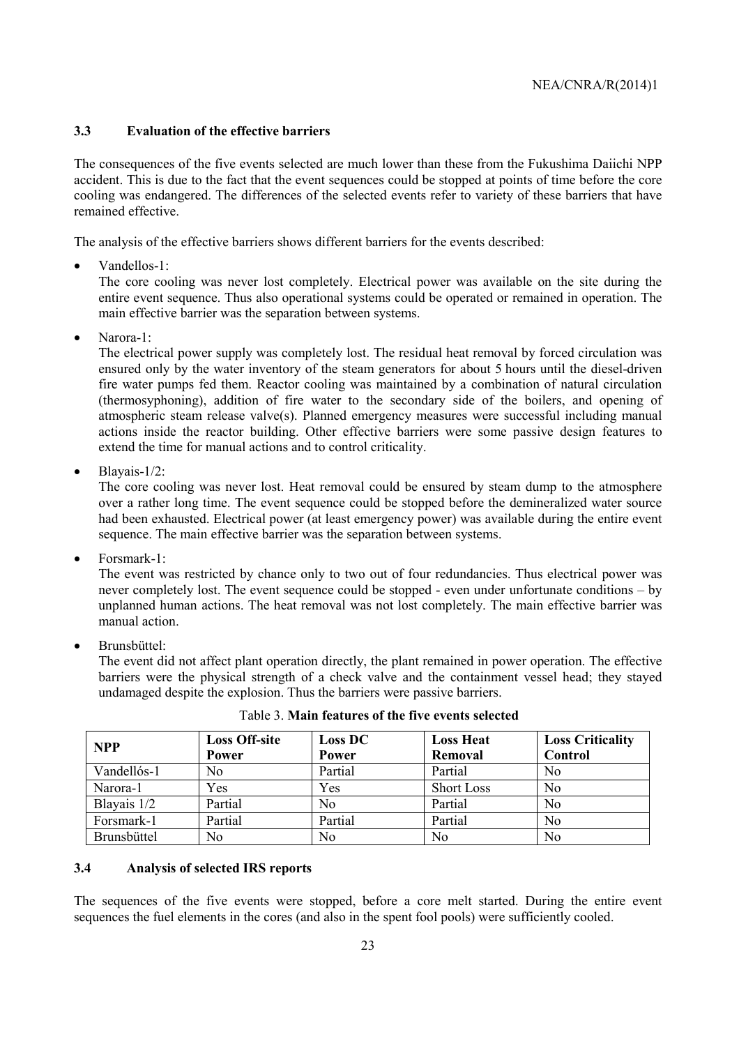### 3.3 Evaluation of the effective barriers

The consequences of the five events selected are much lower than these from the Fukushima Daiichi NPP accident. This is due to the fact that the event sequences could be stopped at points of time before the core cooling was endangered. The differences of the selected events refer to variety of these barriers that have remained effective.

The analysis of the effective barriers shows different barriers for the events described:

- Vandellos-1:
  The core cooling was never lost completely. Electrical power was available on the site during the entire event sequence. Thus also operational systems could be operated or remained in operation. The main effective barrier was the separation between systems.

- Narora-1:
  The electrical power supply was completely lost. The residual heat removal by forced circulation was ensured only by the water inventory of the steam generators for about 5 hours until the diesel-driven fire water pumps fed them. Reactor cooling was maintained by a combination of natural circulation (thermosyphoning), addition of fire water to the secondary side of the boilers, and opening of atmospheric steam release valve(s). Planned emergency measures were successful including manual actions inside the reactor building. Other effective barriers were some passive design features to extend the time for manual actions and to control criticality.

- Blayais-1/2:
  The core cooling was never lost. Heat removal could be ensured by steam dump to the atmosphere over a rather long time. The event sequence could be stopped before the demineralized water source had been exhausted. Electrical power (at least emergency power) was available during the entire event sequence. The main effective barrier was the separation between systems.

- Forsmark-1:
  The event was restricted by chance only to two out of four redundancies. Thus electrical power was never completely lost. The event sequence could be stopped - even under unfortunate conditions – by unplanned human actions. The heat removal was not lost completely. The main effective barrier was manual action.

- Brunsbüttel:
  The event did not affect plant operation directly, the plant remained in power operation. The effective barriers were the physical strength of a check valve and the containment vessel head; they stayed undamaged despite the explosion. Thus the barriers were passive barriers.

Table 3. **Main features of the five events selected**

| NPP | Loss Off-site Power | Loss DC Power | Loss Heat Removal | Loss Criticality Control |
|---|---|---|---|---|
| Vandellós-1 | No | Partial | Partial | No |
| Narora-1 | Yes | Yes | Short Loss | No |
| Blayais 1/2 | Partial | No | Partial | No |
| Forsmark-1 | Partial | Partial | Partial | No |
| Brunsbüttel | No | No | No | No |

### 3.4 Analysis of selected IRS reports

The sequences of the five events were stopped, before a core melt started. During the entire event sequences the fuel elements in the cores (and also in the spent fool pools) were sufficiently cooled.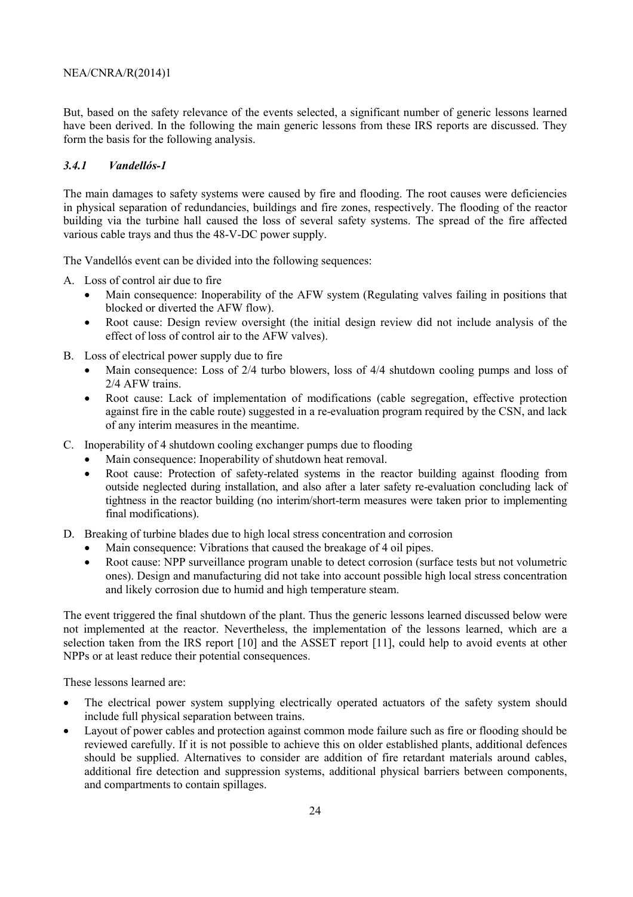But, based on the safety relevance of the events selected, a significant number of generic lessons learned have been derived. In the following the main generic lessons from these IRS reports are discussed. They form the basis for the following analysis.

### *3.4.1 Vandellós-1*

The main damages to safety systems were caused by fire and flooding. The root causes were deficiencies in physical separation of redundancies, buildings and fire zones, respectively. The flooding of the reactor building via the turbine hall caused the loss of several safety systems. The spread of the fire affected various cable trays and thus the 48-V-DC power supply.

The Vandellós event can be divided into the following sequences:

A. Loss of control air due to fire
   - Main consequence: Inoperability of the AFW system (Regulating valves failing in positions that blocked or diverted the AFW flow).
   - Root cause: Design review oversight (the initial design review did not include analysis of the effect of loss of control air to the AFW valves).

B. Loss of electrical power supply due to fire
   - Main consequence: Loss of 2/4 turbo blowers, loss of 4/4 shutdown cooling pumps and loss of 2/4 AFW trains.
   - Root cause: Lack of implementation of modifications (cable segregation, effective protection against fire in the cable route) suggested in a re-evaluation program required by the CSN, and lack of any interim measures in the meantime.

C. Inoperability of 4 shutdown cooling exchanger pumps due to flooding
   - Main consequence: Inoperability of shutdown heat removal.
   - Root cause: Protection of safety-related systems in the reactor building against flooding from outside neglected during installation, and also after a later safety re-evaluation concluding lack of tightness in the reactor building (no interim/short-term measures were taken prior to implementing final modifications).

D. Breaking of turbine blades due to high local stress concentration and corrosion
   - Main consequence: Vibrations that caused the breakage of 4 oil pipes.
   - Root cause: NPP surveillance program unable to detect corrosion (surface tests but not volumetric ones). Design and manufacturing did not take into account possible high local stress concentration and likely corrosion due to humid and high temperature steam.

The event triggered the final shutdown of the plant. Thus the generic lessons learned discussed below were not implemented at the reactor. Nevertheless, the implementation of the lessons learned, which are a selection taken from the IRS report [10] and the ASSET report [11], could help to avoid events at other NPPs or at least reduce their potential consequences.

These lessons learned are:

- The electrical power system supplying electrically operated actuators of the safety system should include full physical separation between trains.
- Layout of power cables and protection against common mode failure such as fire or flooding should be reviewed carefully. If it is not possible to achieve this on older established plants, additional defences should be supplied. Alternatives to consider are addition of fire retardant materials around cables, additional fire detection and suppression systems, additional physical barriers between components, and compartments to contain spillages.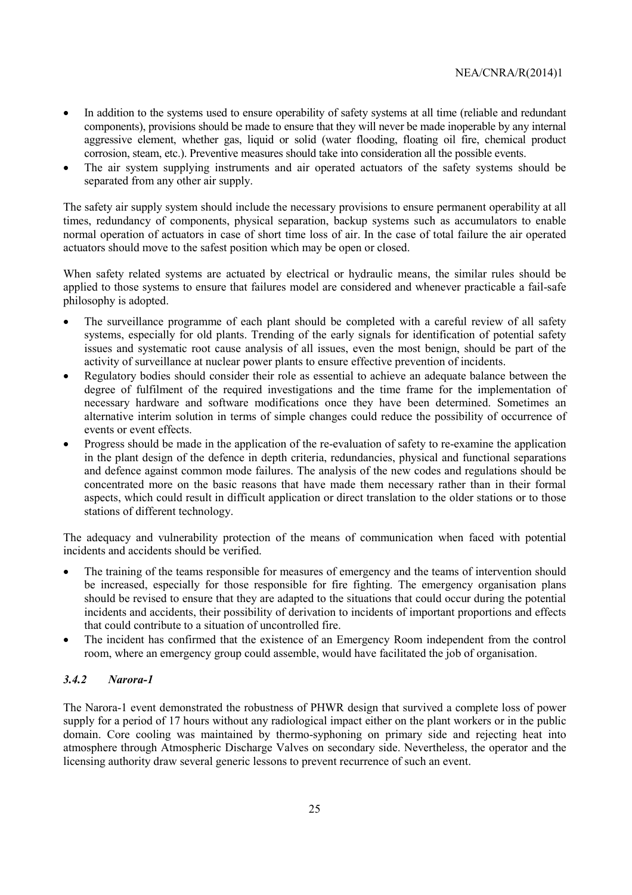- In addition to the systems used to ensure operability of safety systems at all time (reliable and redundant components), provisions should be made to ensure that they will never be made inoperable by any internal aggressive element, whether gas, liquid or solid (water flooding, floating oil fire, chemical product corrosion, steam, etc.). Preventive measures should take into consideration all the possible events.
- The air system supplying instruments and air operated actuators of the safety systems should be separated from any other air supply.

The safety air supply system should include the necessary provisions to ensure permanent operability at all times, redundancy of components, physical separation, backup systems such as accumulators to enable normal operation of actuators in case of short time loss of air. In the case of total failure the air operated actuators should move to the safest position which may be open or closed.

When safety related systems are actuated by electrical or hydraulic means, the similar rules should be applied to those systems to ensure that failures model are considered and whenever practicable a fail-safe philosophy is adopted.

- The surveillance programme of each plant should be completed with a careful review of all safety systems, especially for old plants. Trending of the early signals for identification of potential safety issues and systematic root cause analysis of all issues, even the most benign, should be part of the activity of surveillance at nuclear power plants to ensure effective prevention of incidents.
- Regulatory bodies should consider their role as essential to achieve an adequate balance between the degree of fulfilment of the required investigations and the time frame for the implementation of necessary hardware and software modifications once they have been determined. Sometimes an alternative interim solution in terms of simple changes could reduce the possibility of occurrence of events or event effects.
- Progress should be made in the application of the re-evaluation of safety to re-examine the application in the plant design of the defence in depth criteria, redundancies, physical and functional separations and defence against common mode failures. The analysis of the new codes and regulations should be concentrated more on the basic reasons that have made them necessary rather than in their formal aspects, which could result in difficult application or direct translation to the older stations or to those stations of different technology.

The adequacy and vulnerability protection of the means of communication when faced with potential incidents and accidents should be verified.

- The training of the teams responsible for measures of emergency and the teams of intervention should be increased, especially for those responsible for fire fighting. The emergency organisation plans should be revised to ensure that they are adapted to the situations that could occur during the potential incidents and accidents, their possibility of derivation to incidents of important proportions and effects that could contribute to a situation of uncontrolled fire.
- The incident has confirmed that the existence of an Emergency Room independent from the control room, where an emergency group could assemble, would have facilitated the job of organisation.

### *3.4.2 Narora-1*

The Narora-1 event demonstrated the robustness of PHWR design that survived a complete loss of power supply for a period of 17 hours without any radiological impact either on the plant workers or in the public domain. Core cooling was maintained by thermo-syphoning on primary side and rejecting heat into atmosphere through Atmospheric Discharge Valves on secondary side. Nevertheless, the operator and the licensing authority draw several generic lessons to prevent recurrence of such an event.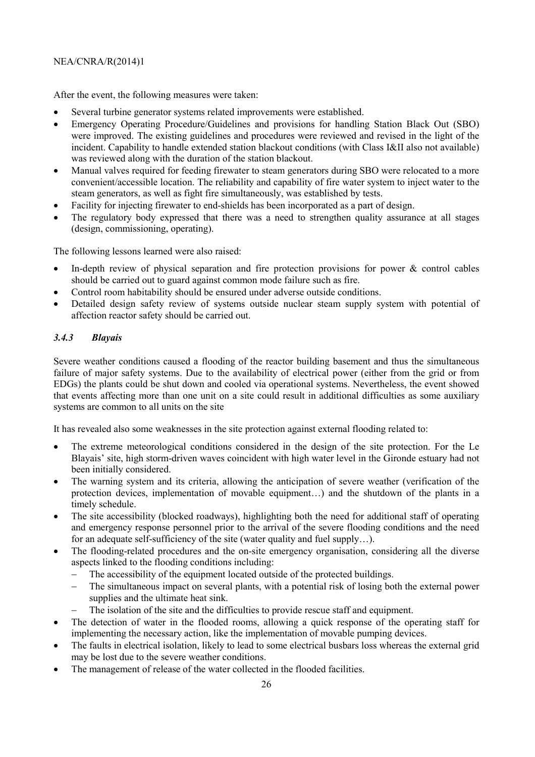After the event, the following measures were taken:

- Several turbine generator systems related improvements were established.
- Emergency Operating Procedure/Guidelines and provisions for handling Station Black Out (SBO) were improved. The existing guidelines and procedures were reviewed and revised in the light of the incident. Capability to handle extended station blackout conditions (with Class I&II also not available) was reviewed along with the duration of the station blackout.
- Manual valves required for feeding firewater to steam generators during SBO were relocated to a more convenient/accessible location. The reliability and capability of fire water system to inject water to the steam generators, as well as fight fire simultaneously, was established by tests.
- Facility for injecting firewater to end-shields has been incorporated as a part of design.
- The regulatory body expressed that there was a need to strengthen quality assurance at all stages (design, commissioning, operating).

The following lessons learned were also raised:

- In-depth review of physical separation and fire protection provisions for power & control cables should be carried out to guard against common mode failure such as fire.
- Control room habitability should be ensured under adverse outside conditions.
- Detailed design safety review of systems outside nuclear steam supply system with potential of affection reactor safety should be carried out.

### *3.4.3 Blayais*

Severe weather conditions caused a flooding of the reactor building basement and thus the simultaneous failure of major safety systems. Due to the availability of electrical power (either from the grid or from EDGs) the plants could be shut down and cooled via operational systems. Nevertheless, the event showed that events affecting more than one unit on a site could result in additional difficulties as some auxiliary systems are common to all units on the site

It has revealed also some weaknesses in the site protection against external flooding related to:

- The extreme meteorological conditions considered in the design of the site protection. For the Le Blayais' site, high storm-driven waves coincident with high water level in the Gironde estuary had not been initially considered.
- The warning system and its criteria, allowing the anticipation of severe weather (verification of the protection devices, implementation of movable equipment…) and the shutdown of the plants in a timely schedule.
- The site accessibility (blocked roadways), highlighting both the need for additional staff of operating and emergency response personnel prior to the arrival of the severe flooding conditions and the need for an adequate self-sufficiency of the site (water quality and fuel supply…).
- The flooding-related procedures and the on-site emergency organisation, considering all the diverse aspects linked to the flooding conditions including:
  - The accessibility of the equipment located outside of the protected buildings.
  - The simultaneous impact on several plants, with a potential risk of losing both the external power supplies and the ultimate heat sink.
  - The isolation of the site and the difficulties to provide rescue staff and equipment.
- The detection of water in the flooded rooms, allowing a quick response of the operating staff for implementing the necessary action, like the implementation of movable pumping devices.
- The faults in electrical isolation, likely to lead to some electrical busbars loss whereas the external grid may be lost due to the severe weather conditions.
- The management of release of the water collected in the flooded facilities.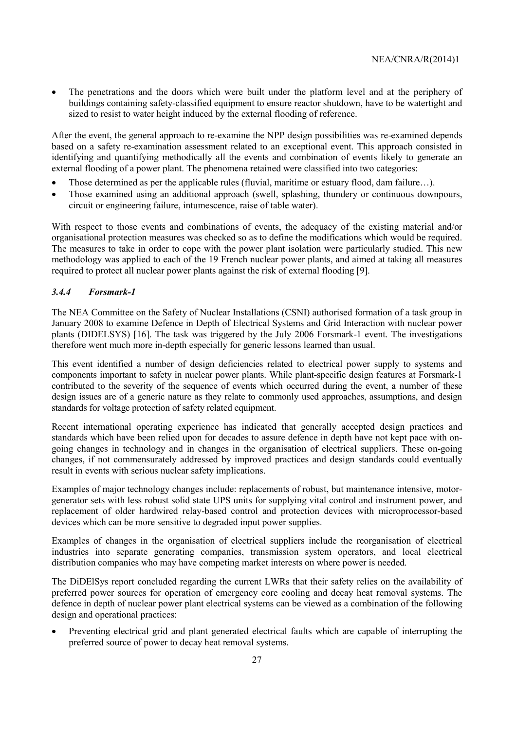- The penetrations and the doors which were built under the platform level and at the periphery of buildings containing safety-classified equipment to ensure reactor shutdown, have to be watertight and sized to resist to water height induced by the external flooding of reference.

After the event, the general approach to re-examine the NPP design possibilities was re-examined depends based on a safety re-examination assessment related to an exceptional event. This approach consisted in identifying and quantifying methodically all the events and combination of events likely to generate an external flooding of a power plant. The phenomena retained were classified into two categories:

- Those determined as per the applicable rules (fluvial, maritime or estuary flood, dam failure…).
- Those examined using an additional approach (swell, splashing, thundery or continuous downpours, circuit or engineering failure, intumescence, raise of table water).

With respect to those events and combinations of events, the adequacy of the existing material and/or organisational protection measures was checked so as to define the modifications which would be required. The measures to take in order to cope with the power plant isolation were particularly studied. This new methodology was applied to each of the 19 French nuclear power plants, and aimed at taking all measures required to protect all nuclear power plants against the risk of external flooding [9].

### *3.4.4 Forsmark-1*

The NEA Committee on the Safety of Nuclear Installations (CSNI) authorised formation of a task group in January 2008 to examine Defence in Depth of Electrical Systems and Grid Interaction with nuclear power plants (DIDELSYS) [16]. The task was triggered by the July 2006 Forsmark-1 event. The investigations therefore went much more in-depth especially for generic lessons learned than usual.

This event identified a number of design deficiencies related to electrical power supply to systems and components important to safety in nuclear power plants. While plant-specific design features at Forsmark-1 contributed to the severity of the sequence of events which occurred during the event, a number of these design issues are of a generic nature as they relate to commonly used approaches, assumptions, and design standards for voltage protection of safety related equipment.

Recent international operating experience has indicated that generally accepted design practices and standards which have been relied upon for decades to assure defence in depth have not kept pace with on-going changes in technology and in changes in the organisation of electrical suppliers. These on-going changes, if not commensurately addressed by improved practices and design standards could eventually result in events with serious nuclear safety implications.

Examples of major technology changes include: replacements of robust, but maintenance intensive, motor-generator sets with less robust solid state UPS units for supplying vital control and instrument power, and replacement of older hardwired relay-based control and protection devices with microprocessor-based devices which can be more sensitive to degraded input power supplies.

Examples of changes in the organisation of electrical suppliers include the reorganisation of electrical industries into separate generating companies, transmission system operators, and local electrical distribution companies who may have competing market interests on where power is needed.

The DiDElSys report concluded regarding the current LWRs that their safety relies on the availability of preferred power sources for operation of emergency core cooling and decay heat removal systems. The defence in depth of nuclear power plant electrical systems can be viewed as a combination of the following design and operational practices:

- Preventing electrical grid and plant generated electrical faults which are capable of interrupting the preferred source of power to decay heat removal systems.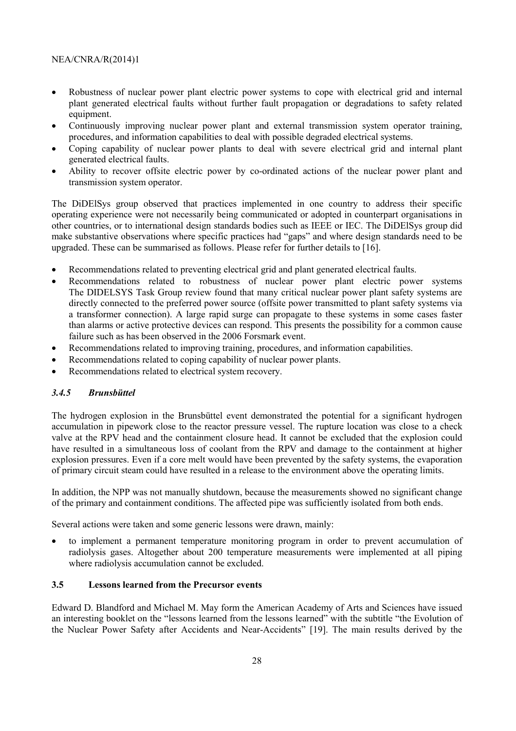- Robustness of nuclear power plant electric power systems to cope with electrical grid and internal plant generated electrical faults without further fault propagation or degradations to safety related equipment.
- Continuously improving nuclear power plant and external transmission system operator training, procedures, and information capabilities to deal with possible degraded electrical systems.
- Coping capability of nuclear power plants to deal with severe electrical grid and internal plant generated electrical faults.
- Ability to recover offsite electric power by co-ordinated actions of the nuclear power plant and transmission system operator.

The DiDElSys group observed that practices implemented in one country to address their specific operating experience were not necessarily being communicated or adopted in counterpart organisations in other countries, or to international design standards bodies such as IEEE or IEC. The DiDElSys group did make substantive observations where specific practices had "gaps" and where design standards need to be upgraded. These can be summarised as follows. Please refer for further details to [16].

- Recommendations related to preventing electrical grid and plant generated electrical faults.
- Recommendations related to robustness of nuclear power plant electric power systems The DIDELSYS Task Group review found that many critical nuclear power plant safety systems are directly connected to the preferred power source (offsite power transmitted to plant safety systems via a transformer connection). A large rapid surge can propagate to these systems in some cases faster than alarms or active protective devices can respond. This presents the possibility for a common cause failure such as has been observed in the 2006 Forsmark event.
- Recommendations related to improving training, procedures, and information capabilities.
- Recommendations related to coping capability of nuclear power plants.
- Recommendations related to electrical system recovery.

### *3.4.5 Brunsbüttel*

The hydrogen explosion in the Brunsbüttel event demonstrated the potential for a significant hydrogen accumulation in pipework close to the reactor pressure vessel. The rupture location was close to a check valve at the RPV head and the containment closure head. It cannot be excluded that the explosion could have resulted in a simultaneous loss of coolant from the RPV and damage to the containment at higher explosion pressures. Even if a core melt would have been prevented by the safety systems, the evaporation of primary circuit steam could have resulted in a release to the environment above the operating limits.

In addition, the NPP was not manually shutdown, because the measurements showed no significant change of the primary and containment conditions. The affected pipe was sufficiently isolated from both ends.

Several actions were taken and some generic lessons were drawn, mainly:

- to implement a permanent temperature monitoring program in order to prevent accumulation of radiolysis gases. Altogether about 200 temperature measurements were implemented at all piping where radiolysis accumulation cannot be excluded.

## 3.5 Lessons learned from the Precursor events

Edward D. Blandford and Michael M. May form the American Academy of Arts and Sciences have issued an interesting booklet on the "lessons learned from the lessons learned" with the subtitle "the Evolution of the Nuclear Power Safety after Accidents and Near-Accidents" [19]. The main results derived by the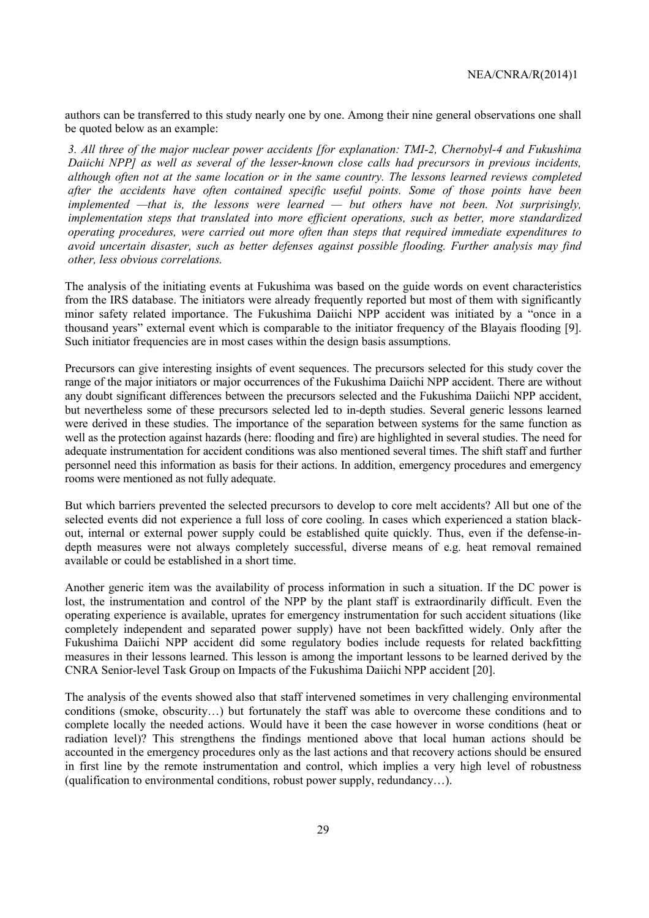authors can be transferred to this study nearly one by one. Among their nine general observations one shall be quoted below as an example:

*3. All three of the major nuclear power accidents [for explanation: TMI-2, Chernobyl-4 and Fukushima Daiichi NPP] as well as several of the lesser-known close calls had precursors in previous incidents, although often not at the same location or in the same country. The lessons learned reviews completed after the accidents have often contained specific useful points. Some of those points have been implemented —that is, the lessons were learned — but others have not been. Not surprisingly, implementation steps that translated into more efficient operations, such as better, more standardized operating procedures, were carried out more often than steps that required immediate expenditures to avoid uncertain disaster, such as better defenses against possible flooding. Further analysis may find other, less obvious correlations.*

The analysis of the initiating events at Fukushima was based on the guide words on event characteristics from the IRS database. The initiators were already frequently reported but most of them with significantly minor safety related importance. The Fukushima Daiichi NPP accident was initiated by a "once in a thousand years" external event which is comparable to the initiator frequency of the Blayais flooding [9]. Such initiator frequencies are in most cases within the design basis assumptions.

Precursors can give interesting insights of event sequences. The precursors selected for this study cover the range of the major initiators or major occurrences of the Fukushima Daiichi NPP accident. There are without any doubt significant differences between the precursors selected and the Fukushima Daiichi NPP accident, but nevertheless some of these precursors selected led to in-depth studies. Several generic lessons learned were derived in these studies. The importance of the separation between systems for the same function as well as the protection against hazards (here: flooding and fire) are highlighted in several studies. The need for adequate instrumentation for accident conditions was also mentioned several times. The shift staff and further personnel need this information as basis for their actions. In addition, emergency procedures and emergency rooms were mentioned as not fully adequate.

But which barriers prevented the selected precursors to develop to core melt accidents? All but one of the selected events did not experience a full loss of core cooling. In cases which experienced a station black-out, internal or external power supply could be established quite quickly. Thus, even if the defense-in-depth measures were not always completely successful, diverse means of e.g. heat removal remained available or could be established in a short time.

Another generic item was the availability of process information in such a situation. If the DC power is lost, the instrumentation and control of the NPP by the plant staff is extraordinarily difficult. Even the operating experience is available, uprates for emergency instrumentation for such accident situations (like completely independent and separated power supply) have not been backfitted widely. Only after the Fukushima Daiichi NPP accident did some regulatory bodies include requests for related backfitting measures in their lessons learned. This lesson is among the important lessons to be learned derived by the CNRA Senior-level Task Group on Impacts of the Fukushima Daiichi NPP accident [20].

The analysis of the events showed also that staff intervened sometimes in very challenging environmental conditions (smoke, obscurity…) but fortunately the staff was able to overcome these conditions and to complete locally the needed actions. Would have it been the case however in worse conditions (heat or radiation level)? This strengthens the findings mentioned above that local human actions should be accounted in the emergency procedures only as the last actions and that recovery actions should be ensured in first line by the remote instrumentation and control, which implies a very high level of robustness (qualification to environmental conditions, robust power supply, redundancy…).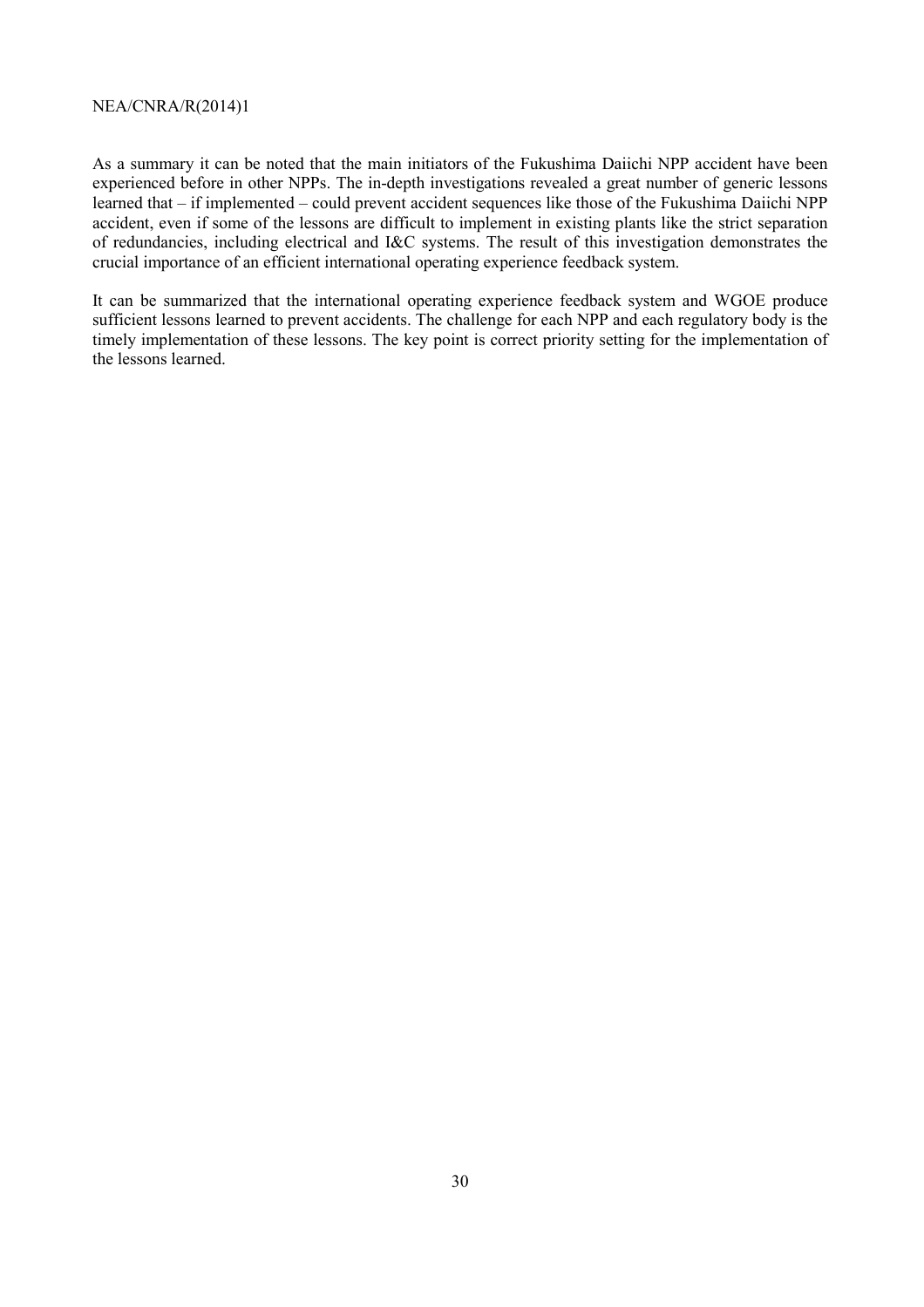As a summary it can be noted that the main initiators of the Fukushima Daiichi NPP accident have been experienced before in other NPPs. The in-depth investigations revealed a great number of generic lessons learned that – if implemented – could prevent accident sequences like those of the Fukushima Daiichi NPP accident, even if some of the lessons are difficult to implement in existing plants like the strict separation of redundancies, including electrical and I&C systems. The result of this investigation demonstrates the crucial importance of an efficient international operating experience feedback system.

It can be summarized that the international operating experience feedback system and WGOE produce sufficient lessons learned to prevent accidents. The challenge for each NPP and each regulatory body is the timely implementation of these lessons. The key point is correct priority setting for the implementation of the lessons learned.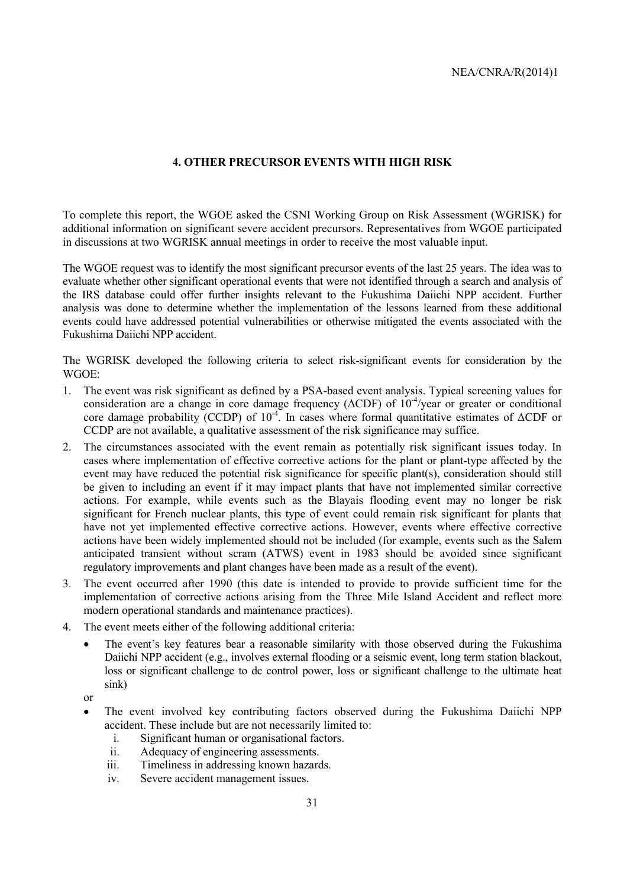## 4. OTHER PRECURSOR EVENTS WITH HIGH RISK

To complete this report, the WGOE asked the CSNI Working Group on Risk Assessment (WGRISK) for additional information on significant severe accident precursors. Representatives from WGOE participated in discussions at two WGRISK annual meetings in order to receive the most valuable input.

The WGOE request was to identify the most significant precursor events of the last 25 years. The idea was to evaluate whether other significant operational events that were not identified through a search and analysis of the IRS database could offer further insights relevant to the Fukushima Daiichi NPP accident. Further analysis was done to determine whether the implementation of the lessons learned from these additional events could have addressed potential vulnerabilities or otherwise mitigated the events associated with the Fukushima Daiichi NPP accident.

The WGRISK developed the following criteria to select risk-significant events for consideration by the WGOE:

1. The event was risk significant as defined by a PSA-based event analysis. Typical screening values for consideration are a change in core damage frequency (ΔCDF) of $10^{-4}$/year or greater or conditional core damage probability (CCDP) of $10^{-4}$. In cases where formal quantitative estimates of ΔCDF or CCDP are not available, a qualitative assessment of the risk significance may suffice.
2. The circumstances associated with the event remain as potentially risk significant issues today. In cases where implementation of effective corrective actions for the plant or plant-type affected by the event may have reduced the potential risk significance for specific plant(s), consideration should still be given to including an event if it may impact plants that have not implemented similar corrective actions. For example, while events such as the Blayais flooding event may no longer be risk significant for French nuclear plants, this type of event could remain risk significant for plants that have not yet implemented effective corrective actions. However, events where effective corrective actions have been widely implemented should not be included (for example, events such as the Salem anticipated transient without scram (ATWS) event in 1983 should be avoided since significant regulatory improvements and plant changes have been made as a result of the event).
3. The event occurred after 1990 (this date is intended to provide to provide sufficient time for the implementation of corrective actions arising from the Three Mile Island Accident and reflect more modern operational standards and maintenance practices).
4. The event meets either of the following additional criteria:
   - The event's key features bear a reasonable similarity with those observed during the Fukushima Daiichi NPP accident (e.g., involves external flooding or a seismic event, long term station blackout, loss or significant challenge to dc control power, loss or significant challenge to the ultimate heat sink)

   or

   - The event involved key contributing factors observed during the Fukushima Daiichi NPP accident. These include but are not necessarily limited to:
     1. Significant human or organisational factors.
     2. Adequacy of engineering assessments.
     3. Timeliness in addressing known hazards.
     4. Severe accident management issues.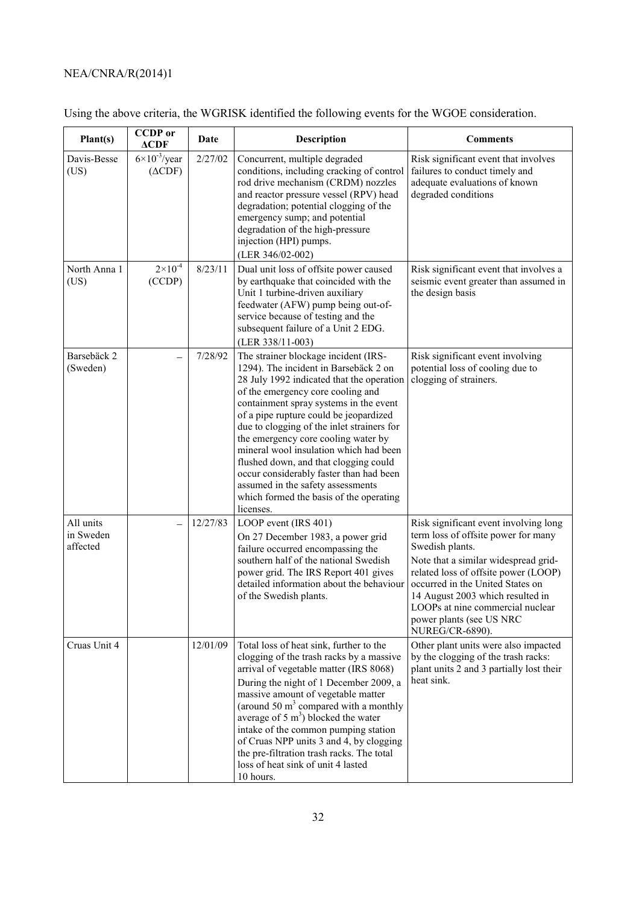Using the above criteria, the WGRISK identified the following events for the WGOE consideration.

| Plant(s) | CCDP or ΔCDF | Date | Description | Comments |
|---|---|---|---|---|
| Davis-Besse (US) | $6\times10^{-3}$/year (ΔCDF) | 2/27/02 | Concurrent, multiple degraded conditions, including cracking of control rod drive mechanism (CRDM) nozzles and reactor pressure vessel (RPV) head degradation; potential clogging of the emergency sump; and potential degradation of the high-pressure injection (HPI) pumps. (LER 346/02-002) | Risk significant event that involves failures to conduct timely and adequate evaluations of known degraded conditions |
| North Anna 1 (US) | $2\times10^{-4}$ (CCDP) | 8/23/11 | Dual unit loss of offsite power caused by earthquake that coincided with the Unit 1 turbine-driven auxiliary feedwater (AFW) pump being out-of-service because of testing and the subsequent failure of a Unit 2 EDG. (LER 338/11-003) | Risk significant event that involves a seismic event greater than assumed in the design basis |
| Barsebäck 2 (Sweden) | – | 7/28/92 | The strainer blockage incident (IRS-1294). The incident in Barsebäck 2 on 28 July 1992 indicated that the operation of the emergency core cooling and containment spray systems in the event of a pipe rupture could be jeopardized due to clogging of the inlet strainers for the emergency core cooling water by mineral wool insulation which had been flushed down, and that clogging could occur considerably faster than had been assumed in the safety assessments which formed the basis of the operating licenses. | Risk significant event involving potential loss of cooling due to clogging of strainers. |
| All units in Sweden affected | – | 12/27/83 | LOOP event (IRS 401) On 27 December 1983, a power grid failure occurred encompassing the southern half of the national Swedish power grid. The IRS Report 401 gives detailed information about the behaviour of the Swedish plants. | Risk significant event involving long term loss of offsite power for many Swedish plants. Note that a similar widespread grid-related loss of offsite power (LOOP) occurred in the United States on 14 August 2003 which resulted in LOOPs at nine commercial nuclear power plants (see US NRC NUREG/CR-6890). |
| Cruas Unit 4 | | 12/01/09 | Total loss of heat sink, further to the clogging of the trash racks by a massive arrival of vegetable matter (IRS 8068) During the night of 1 December 2009, a massive amount of vegetable matter (around 50 $m^3$ compared with a monthly average of 5 $m^3$) blocked the water intake of the common pumping station of Cruas NPP units 3 and 4, by clogging the pre-filtration trash racks. The total loss of heat sink of unit 4 lasted 10 hours. | Other plant units were also impacted by the clogging of the trash racks: plant units 2 and 3 partially lost their heat sink. |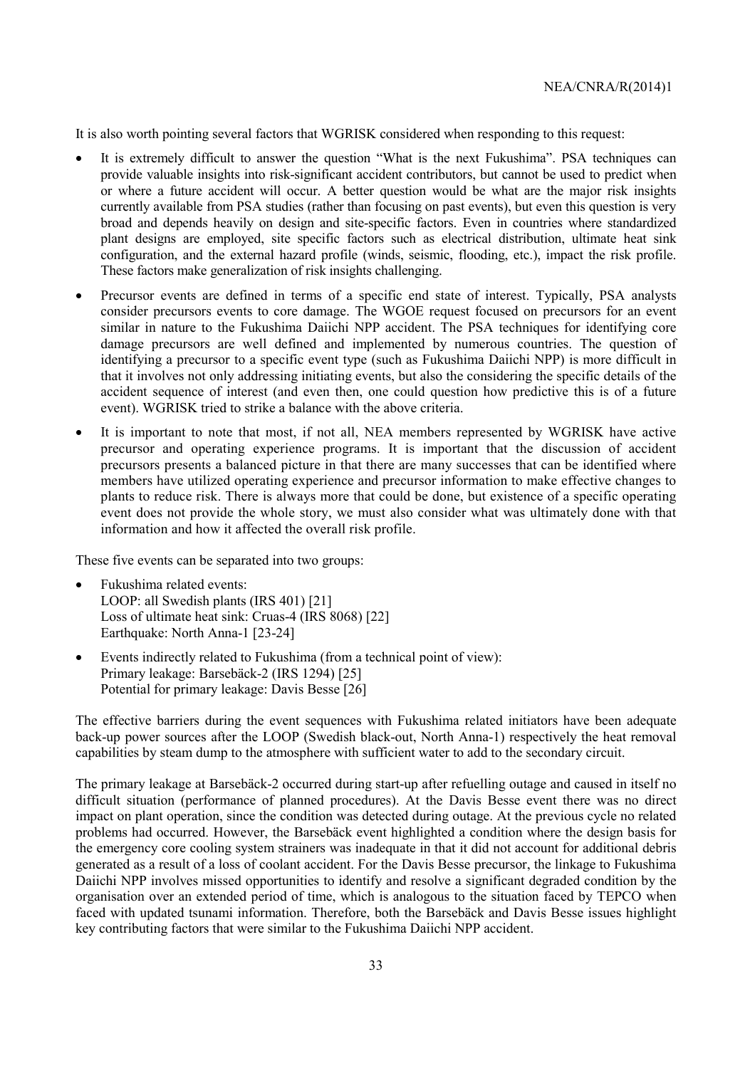It is also worth pointing several factors that WGRISK considered when responding to this request:

- It is extremely difficult to answer the question "What is the next Fukushima". PSA techniques can provide valuable insights into risk-significant accident contributors, but cannot be used to predict when or where a future accident will occur. A better question would be what are the major risk insights currently available from PSA studies (rather than focusing on past events), but even this question is very broad and depends heavily on design and site-specific factors. Even in countries where standardized plant designs are employed, site specific factors such as electrical distribution, ultimate heat sink configuration, and the external hazard profile (winds, seismic, flooding, etc.), impact the risk profile. These factors make generalization of risk insights challenging.
- Precursor events are defined in terms of a specific end state of interest. Typically, PSA analysts consider precursors events to core damage. The WGOE request focused on precursors for an event similar in nature to the Fukushima Daiichi NPP accident. The PSA techniques for identifying core damage precursors are well defined and implemented by numerous countries. The question of identifying a precursor to a specific event type (such as Fukushima Daiichi NPP) is more difficult in that it involves not only addressing initiating events, but also the considering the specific details of the accident sequence of interest (and even then, one could question how predictive this is of a future event). WGRISK tried to strike a balance with the above criteria.
- It is important to note that most, if not all, NEA members represented by WGRISK have active precursor and operating experience programs. It is important that the discussion of accident precursors presents a balanced picture in that there are many successes that can be identified where members have utilized operating experience and precursor information to make effective changes to plants to reduce risk. There is always more that could be done, but existence of a specific operating event does not provide the whole story, we must also consider what was ultimately done with that information and how it affected the overall risk profile.

These five events can be separated into two groups:

- Fukushima related events:
  LOOP: all Swedish plants (IRS 401) [21]
  Loss of ultimate heat sink: Cruas-4 (IRS 8068) [22]
  Earthquake: North Anna-1 [23-24]
- Events indirectly related to Fukushima (from a technical point of view):
  Primary leakage: Barsebäck-2 (IRS 1294) [25]
  Potential for primary leakage: Davis Besse [26]

The effective barriers during the event sequences with Fukushima related initiators have been adequate back-up power sources after the LOOP (Swedish black-out, North Anna-1) respectively the heat removal capabilities by steam dump to the atmosphere with sufficient water to add to the secondary circuit.

The primary leakage at Barsebäck-2 occurred during start-up after refuelling outage and caused in itself no difficult situation (performance of planned procedures). At the Davis Besse event there was no direct impact on plant operation, since the condition was detected during outage. At the previous cycle no related problems had occurred. However, the Barsebäck event highlighted a condition where the design basis for the emergency core cooling system strainers was inadequate in that it did not account for additional debris generated as a result of a loss of coolant accident. For the Davis Besse precursor, the linkage to Fukushima Daiichi NPP involves missed opportunities to identify and resolve a significant degraded condition by the organisation over an extended period of time, which is analogous to the situation faced by TEPCO when faced with updated tsunami information. Therefore, both the Barsebäck and Davis Besse issues highlight key contributing factors that were similar to the Fukushima Daiichi NPP accident.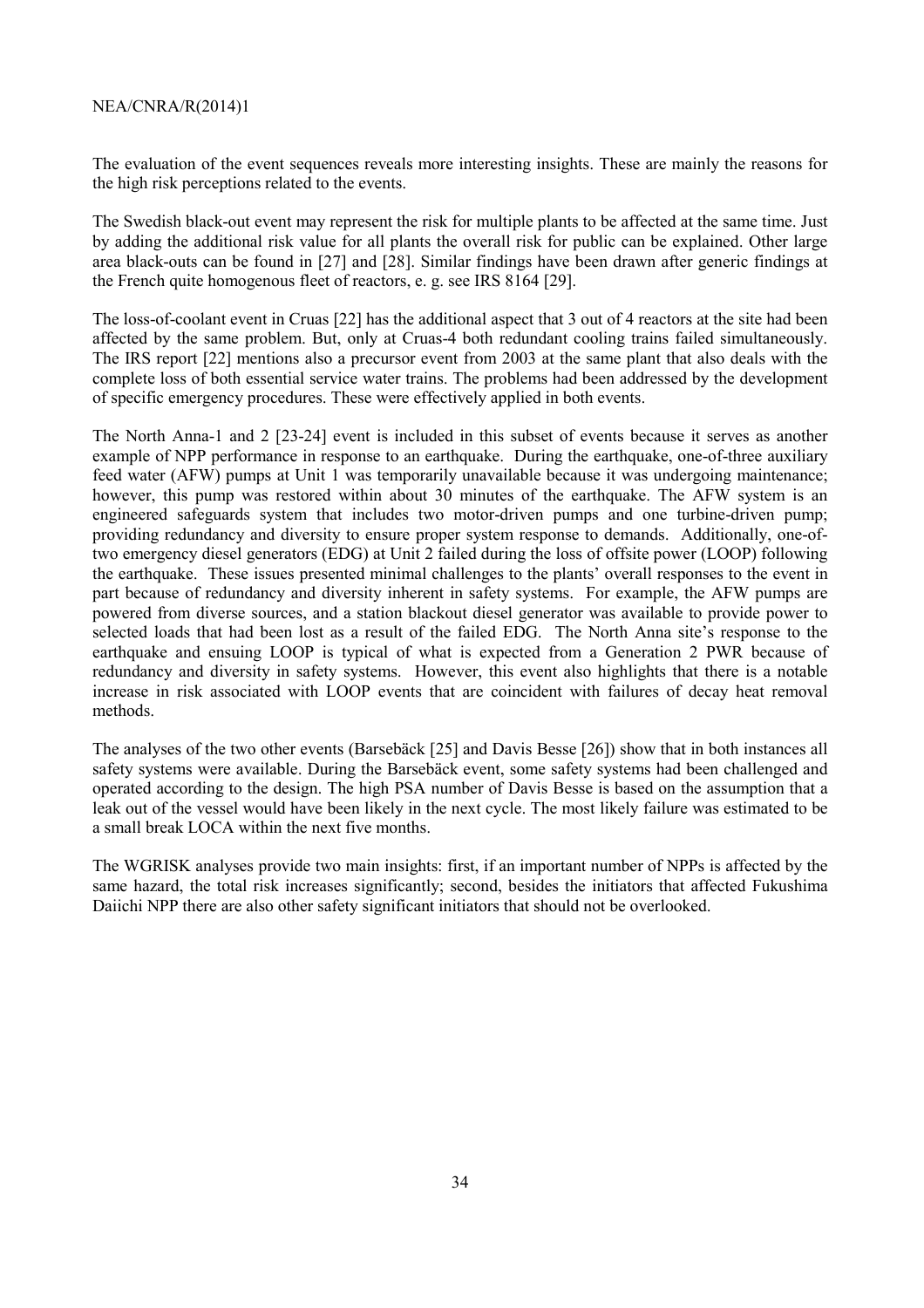The evaluation of the event sequences reveals more interesting insights. These are mainly the reasons for the high risk perceptions related to the events.

The Swedish black-out event may represent the risk for multiple plants to be affected at the same time. Just by adding the additional risk value for all plants the overall risk for public can be explained. Other large area black-outs can be found in [27] and [28]. Similar findings have been drawn after generic findings at the French quite homogenous fleet of reactors, e. g. see IRS 8164 [29].

The loss-of-coolant event in Cruas [22] has the additional aspect that 3 out of 4 reactors at the site had been affected by the same problem. But, only at Cruas-4 both redundant cooling trains failed simultaneously. The IRS report [22] mentions also a precursor event from 2003 at the same plant that also deals with the complete loss of both essential service water trains. The problems had been addressed by the development of specific emergency procedures. These were effectively applied in both events.

The North Anna-1 and 2 [23-24] event is included in this subset of events because it serves as another example of NPP performance in response to an earthquake. During the earthquake, one-of-three auxiliary feed water (AFW) pumps at Unit 1 was temporarily unavailable because it was undergoing maintenance; however, this pump was restored within about 30 minutes of the earthquake. The AFW system is an engineered safeguards system that includes two motor-driven pumps and one turbine-driven pump; providing redundancy and diversity to ensure proper system response to demands. Additionally, one-of-two emergency diesel generators (EDG) at Unit 2 failed during the loss of offsite power (LOOP) following the earthquake. These issues presented minimal challenges to the plants' overall responses to the event in part because of redundancy and diversity inherent in safety systems. For example, the AFW pumps are powered from diverse sources, and a station blackout diesel generator was available to provide power to selected loads that had been lost as a result of the failed EDG. The North Anna site's response to the earthquake and ensuing LOOP is typical of what is expected from a Generation 2 PWR because of redundancy and diversity in safety systems. However, this event also highlights that there is a notable increase in risk associated with LOOP events that are coincident with failures of decay heat removal methods.

The analyses of the two other events (Barsebäck [25] and Davis Besse [26]) show that in both instances all safety systems were available. During the Barsebäck event, some safety systems had been challenged and operated according to the design. The high PSA number of Davis Besse is based on the assumption that a leak out of the vessel would have been likely in the next cycle. The most likely failure was estimated to be a small break LOCA within the next five months.

The WGRISK analyses provide two main insights: first, if an important number of NPPs is affected by the same hazard, the total risk increases significantly; second, besides the initiators that affected Fukushima Daiichi NPP there are also other safety significant initiators that should not be overlooked.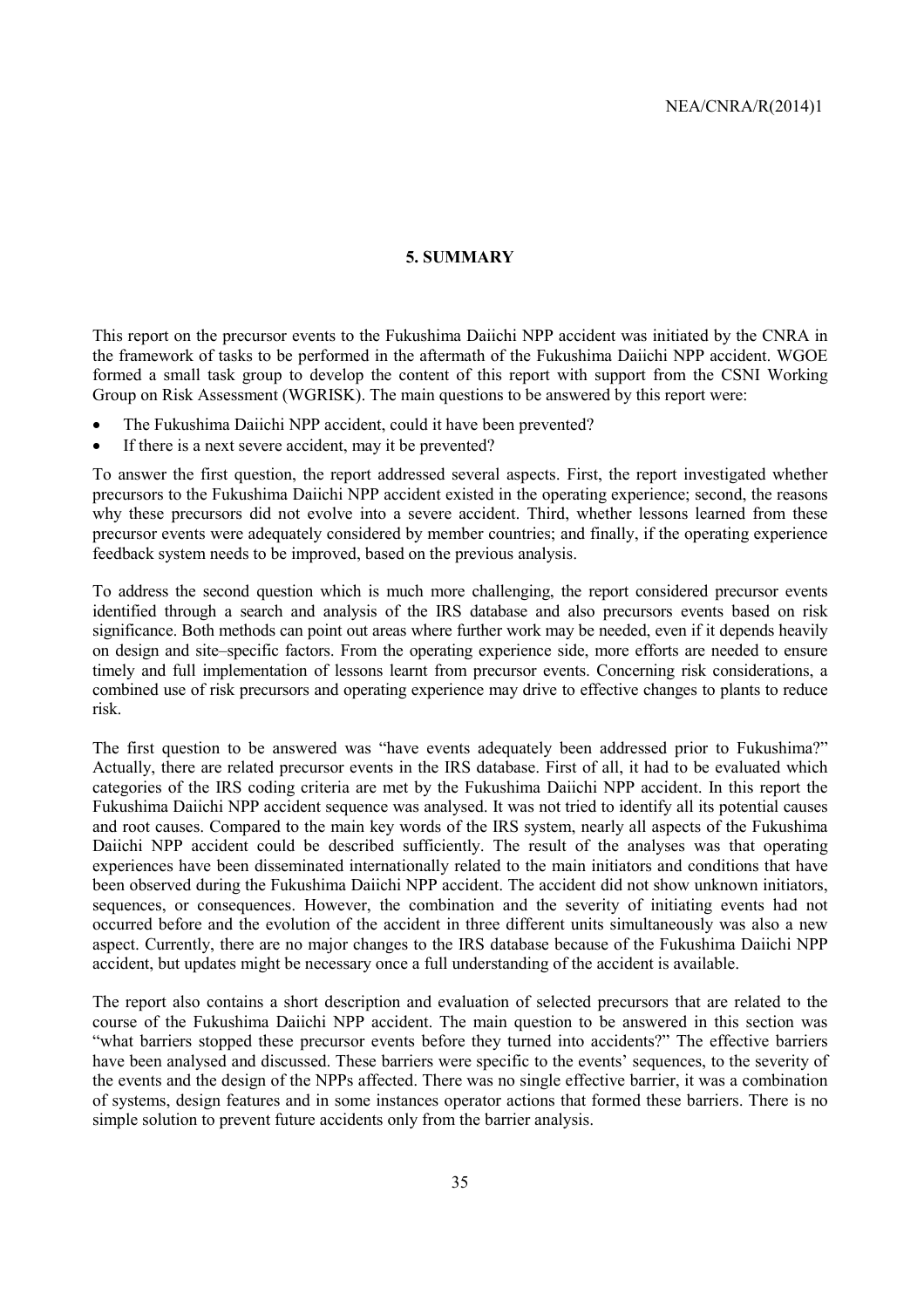## 5. SUMMARY

This report on the precursor events to the Fukushima Daiichi NPP accident was initiated by the CNRA in the framework of tasks to be performed in the aftermath of the Fukushima Daiichi NPP accident. WGOE formed a small task group to develop the content of this report with support from the CSNI Working Group on Risk Assessment (WGRISK). The main questions to be answered by this report were:

- The Fukushima Daiichi NPP accident, could it have been prevented?
- If there is a next severe accident, may it be prevented?

To answer the first question, the report addressed several aspects. First, the report investigated whether precursors to the Fukushima Daiichi NPP accident existed in the operating experience; second, the reasons why these precursors did not evolve into a severe accident. Third, whether lessons learned from these precursor events were adequately considered by member countries; and finally, if the operating experience feedback system needs to be improved, based on the previous analysis.

To address the second question which is much more challenging, the report considered precursor events identified through a search and analysis of the IRS database and also precursors events based on risk significance. Both methods can point out areas where further work may be needed, even if it depends heavily on design and site–specific factors. From the operating experience side, more efforts are needed to ensure timely and full implementation of lessons learnt from precursor events. Concerning risk considerations, a combined use of risk precursors and operating experience may drive to effective changes to plants to reduce risk.

The first question to be answered was "have events adequately been addressed prior to Fukushima?" Actually, there are related precursor events in the IRS database. First of all, it had to be evaluated which categories of the IRS coding criteria are met by the Fukushima Daiichi NPP accident. In this report the Fukushima Daiichi NPP accident sequence was analysed. It was not tried to identify all its potential causes and root causes. Compared to the main key words of the IRS system, nearly all aspects of the Fukushima Daiichi NPP accident could be described sufficiently. The result of the analyses was that operating experiences have been disseminated internationally related to the main initiators and conditions that have been observed during the Fukushima Daiichi NPP accident. The accident did not show unknown initiators, sequences, or consequences. However, the combination and the severity of initiating events had not occurred before and the evolution of the accident in three different units simultaneously was also a new aspect. Currently, there are no major changes to the IRS database because of the Fukushima Daiichi NPP accident, but updates might be necessary once a full understanding of the accident is available.

The report also contains a short description and evaluation of selected precursors that are related to the course of the Fukushima Daiichi NPP accident. The main question to be answered in this section was "what barriers stopped these precursor events before they turned into accidents?" The effective barriers have been analysed and discussed. These barriers were specific to the events' sequences, to the severity of the events and the design of the NPPs affected. There was no single effective barrier, it was a combination of systems, design features and in some instances operator actions that formed these barriers. There is no simple solution to prevent future accidents only from the barrier analysis.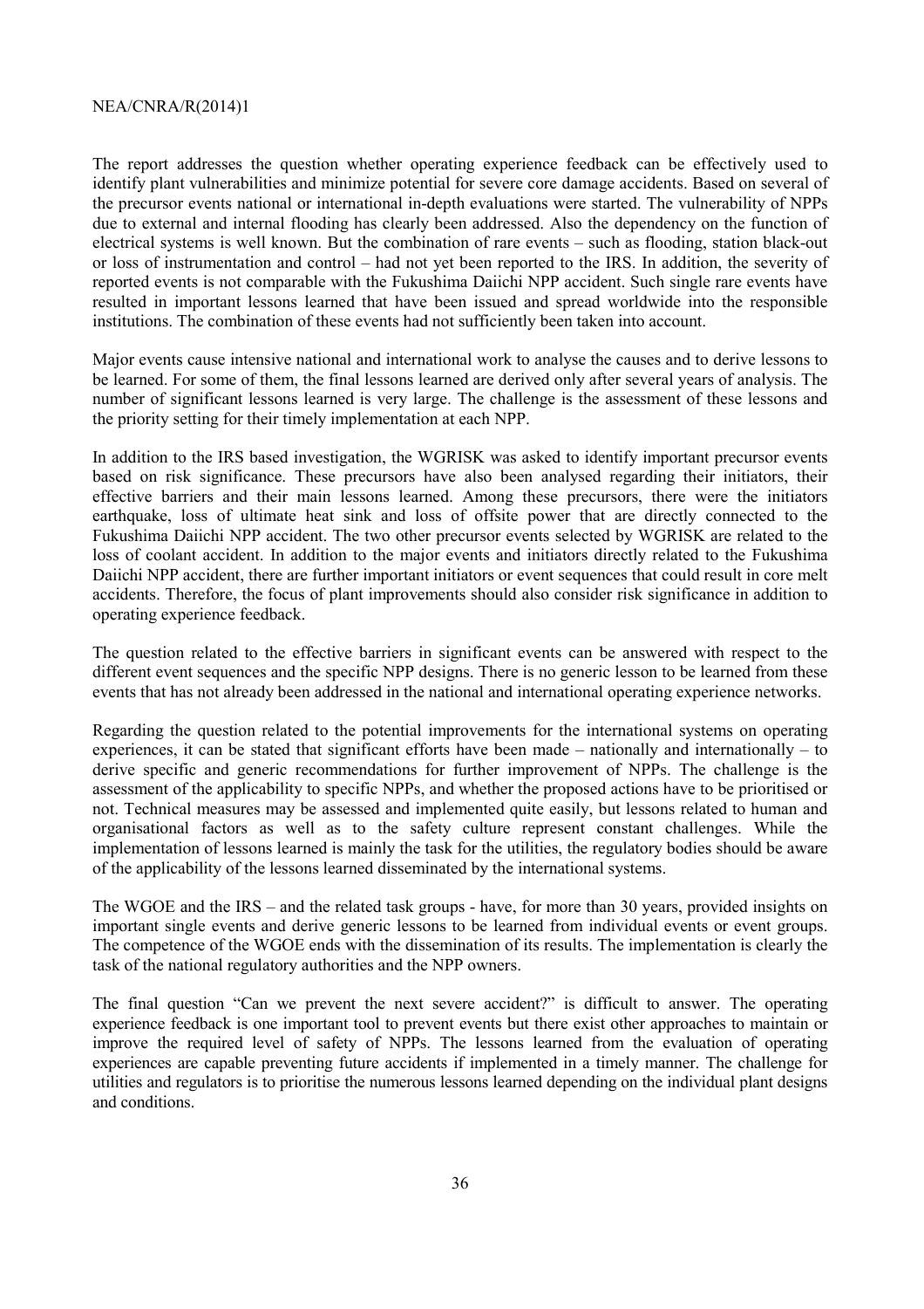The report addresses the question whether operating experience feedback can be effectively used to identify plant vulnerabilities and minimize potential for severe core damage accidents. Based on several of the precursor events national or international in-depth evaluations were started. The vulnerability of NPPs due to external and internal flooding has clearly been addressed. Also the dependency on the function of electrical systems is well known. But the combination of rare events – such as flooding, station black-out or loss of instrumentation and control – had not yet been reported to the IRS. In addition, the severity of reported events is not comparable with the Fukushima Daiichi NPP accident. Such single rare events have resulted in important lessons learned that have been issued and spread worldwide into the responsible institutions. The combination of these events had not sufficiently been taken into account.

Major events cause intensive national and international work to analyse the causes and to derive lessons to be learned. For some of them, the final lessons learned are derived only after several years of analysis. The number of significant lessons learned is very large. The challenge is the assessment of these lessons and the priority setting for their timely implementation at each NPP.

In addition to the IRS based investigation, the WGRISK was asked to identify important precursor events based on risk significance. These precursors have also been analysed regarding their initiators, their effective barriers and their main lessons learned. Among these precursors, there were the initiators earthquake, loss of ultimate heat sink and loss of offsite power that are directly connected to the Fukushima Daiichi NPP accident. The two other precursor events selected by WGRISK are related to the loss of coolant accident. In addition to the major events and initiators directly related to the Fukushima Daiichi NPP accident, there are further important initiators or event sequences that could result in core melt accidents. Therefore, the focus of plant improvements should also consider risk significance in addition to operating experience feedback.

The question related to the effective barriers in significant events can be answered with respect to the different event sequences and the specific NPP designs. There is no generic lesson to be learned from these events that has not already been addressed in the national and international operating experience networks.

Regarding the question related to the potential improvements for the international systems on operating experiences, it can be stated that significant efforts have been made – nationally and internationally – to derive specific and generic recommendations for further improvement of NPPs. The challenge is the assessment of the applicability to specific NPPs, and whether the proposed actions have to be prioritised or not. Technical measures may be assessed and implemented quite easily, but lessons related to human and organisational factors as well as to the safety culture represent constant challenges. While the implementation of lessons learned is mainly the task for the utilities, the regulatory bodies should be aware of the applicability of the lessons learned disseminated by the international systems.

The WGOE and the IRS – and the related task groups - have, for more than 30 years, provided insights on important single events and derive generic lessons to be learned from individual events or event groups. The competence of the WGOE ends with the dissemination of its results. The implementation is clearly the task of the national regulatory authorities and the NPP owners.

The final question "Can we prevent the next severe accident?" is difficult to answer. The operating experience feedback is one important tool to prevent events but there exist other approaches to maintain or improve the required level of safety of NPPs. The lessons learned from the evaluation of operating experiences are capable preventing future accidents if implemented in a timely manner. The challenge for utilities and regulators is to prioritise the numerous lessons learned depending on the individual plant designs and conditions.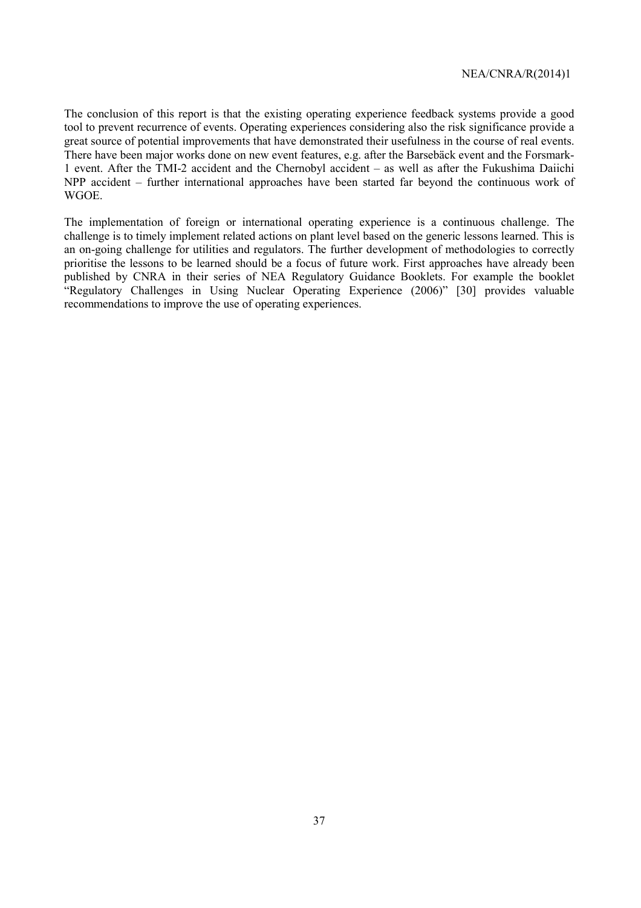The conclusion of this report is that the existing operating experience feedback systems provide a good tool to prevent recurrence of events. Operating experiences considering also the risk significance provide a great source of potential improvements that have demonstrated their usefulness in the course of real events. There have been major works done on new event features, e.g. after the Barsebäck event and the Forsmark-1 event. After the TMI-2 accident and the Chernobyl accident – as well as after the Fukushima Daiichi NPP accident – further international approaches have been started far beyond the continuous work of WGOE.

The implementation of foreign or international operating experience is a continuous challenge. The challenge is to timely implement related actions on plant level based on the generic lessons learned. This is an on-going challenge for utilities and regulators. The further development of methodologies to correctly prioritise the lessons to be learned should be a focus of future work. First approaches have already been published by CNRA in their series of NEA Regulatory Guidance Booklets. For example the booklet "Regulatory Challenges in Using Nuclear Operating Experience (2006)" [30] provides valuable recommendations to improve the use of operating experiences.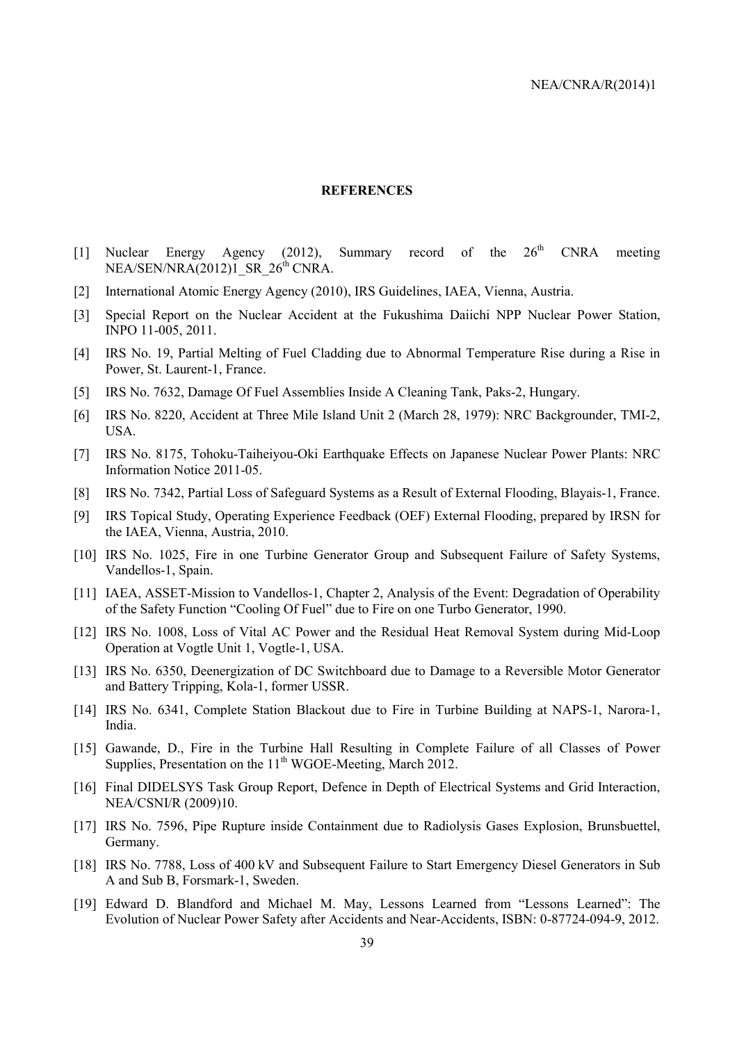# REFERENCES

[1] Nuclear Energy Agency (2012), Summary record of the 26th CNRA meeting NEA/SEN/NRA(2012)1_SR_26th CNRA.

[2] International Atomic Energy Agency (2010), IRS Guidelines, IAEA, Vienna, Austria.

[3] Special Report on the Nuclear Accident at the Fukushima Daiichi NPP Nuclear Power Station, INPO 11-005, 2011.

[4] IRS No. 19, Partial Melting of Fuel Cladding due to Abnormal Temperature Rise during a Rise in Power, St. Laurent-1, France.

[5] IRS No. 7632, Damage Of Fuel Assemblies Inside A Cleaning Tank, Paks-2, Hungary.

[6] IRS No. 8220, Accident at Three Mile Island Unit 2 (March 28, 1979): NRC Backgrounder, TMI-2, USA.

[7] IRS No. 8175, Tohoku-Taiheiyou-Oki Earthquake Effects on Japanese Nuclear Power Plants: NRC Information Notice 2011-05.

[8] IRS No. 7342, Partial Loss of Safeguard Systems as a Result of External Flooding, Blayais-1, France.

[9] IRS Topical Study, Operating Experience Feedback (OEF) External Flooding, prepared by IRSN for the IAEA, Vienna, Austria, 2010.

[10] IRS No. 1025, Fire in one Turbine Generator Group and Subsequent Failure of Safety Systems, Vandellos-1, Spain.

[11] IAEA, ASSET-Mission to Vandellos-1, Chapter 2, Analysis of the Event: Degradation of Operability of the Safety Function "Cooling Of Fuel" due to Fire on one Turbo Generator, 1990.

[12] IRS No. 1008, Loss of Vital AC Power and the Residual Heat Removal System during Mid-Loop Operation at Vogtle Unit 1, Vogtle-1, USA.

[13] IRS No. 6350, Deenergization of DC Switchboard due to Damage to a Reversible Motor Generator and Battery Tripping, Kola-1, former USSR.

[14] IRS No. 6341, Complete Station Blackout due to Fire in Turbine Building at NAPS-1, Narora-1, India.

[15] Gawande, D., Fire in the Turbine Hall Resulting in Complete Failure of all Classes of Power Supplies, Presentation on the 11th WGOE-Meeting, March 2012.

[16] Final DIDELSYS Task Group Report, Defence in Depth of Electrical Systems and Grid Interaction, NEA/CSNI/R (2009)10.

[17] IRS No. 7596, Pipe Rupture inside Containment due to Radiolysis Gases Explosion, Brunsbuettel, Germany.

[18] IRS No. 7788, Loss of 400 kV and Subsequent Failure to Start Emergency Diesel Generators in Sub A and Sub B, Forsmark-1, Sweden.

[19] Edward D. Blandford and Michael M. May, Lessons Learned from "Lessons Learned": The Evolution of Nuclear Power Safety after Accidents and Near-Accidents, ISBN: 0-87724-094-9, 2012.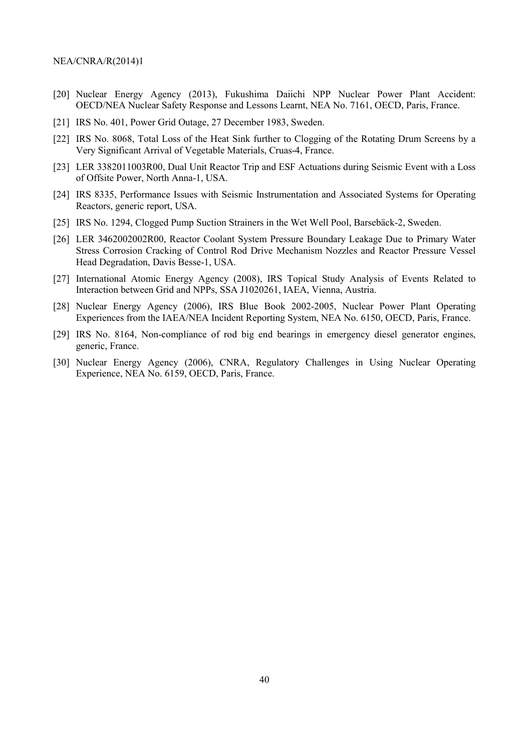[20] Nuclear Energy Agency (2013), Fukushima Daiichi NPP Nuclear Power Plant Accident: OECD/NEA Nuclear Safety Response and Lessons Learnt, NEA No. 7161, OECD, Paris, France.

[21] IRS No. 401, Power Grid Outage, 27 December 1983, Sweden.

[22] IRS No. 8068, Total Loss of the Heat Sink further to Clogging of the Rotating Drum Screens by a Very Significant Arrival of Vegetable Materials, Cruas-4, France.

[23] LER 3382011003R00, Dual Unit Reactor Trip and ESF Actuations during Seismic Event with a Loss of Offsite Power, North Anna-1, USA.

[24] IRS 8335, Performance Issues with Seismic Instrumentation and Associated Systems for Operating Reactors, generic report, USA.

[25] IRS No. 1294, Clogged Pump Suction Strainers in the Wet Well Pool, Barsebäck-2, Sweden.

[26] LER 3462002002R00, Reactor Coolant System Pressure Boundary Leakage Due to Primary Water Stress Corrosion Cracking of Control Rod Drive Mechanism Nozzles and Reactor Pressure Vessel Head Degradation, Davis Besse-1, USA.

[27] International Atomic Energy Agency (2008), IRS Topical Study Analysis of Events Related to Interaction between Grid and NPPs, SSA J1020261, IAEA, Vienna, Austria.

[28] Nuclear Energy Agency (2006), IRS Blue Book 2002-2005, Nuclear Power Plant Operating Experiences from the IAEA/NEA Incident Reporting System, NEA No. 6150, OECD, Paris, France.

[29] IRS No. 8164, Non-compliance of rod big end bearings in emergency diesel generator engines, generic, France.

[30] Nuclear Energy Agency (2006), CNRA, Regulatory Challenges in Using Nuclear Operating Experience, NEA No. 6159, OECD, Paris, France.